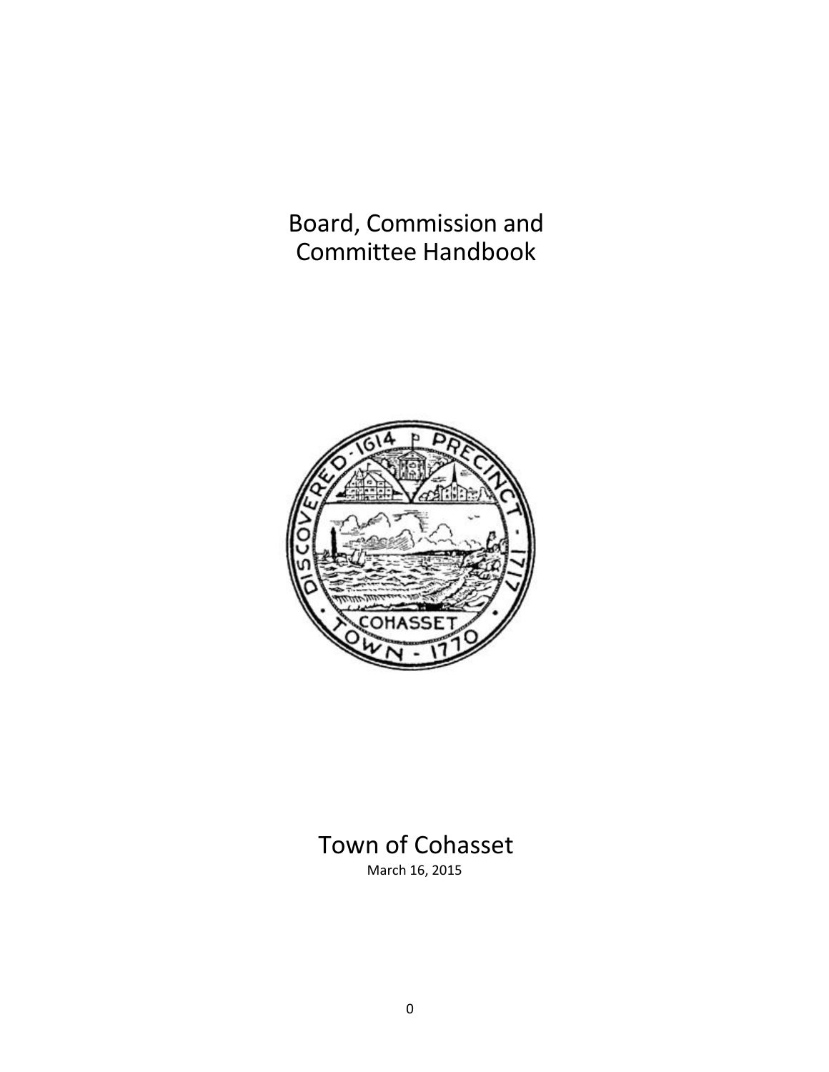# Board, Commission and Committee Handbook

Town of Cohasset

March 16, 2015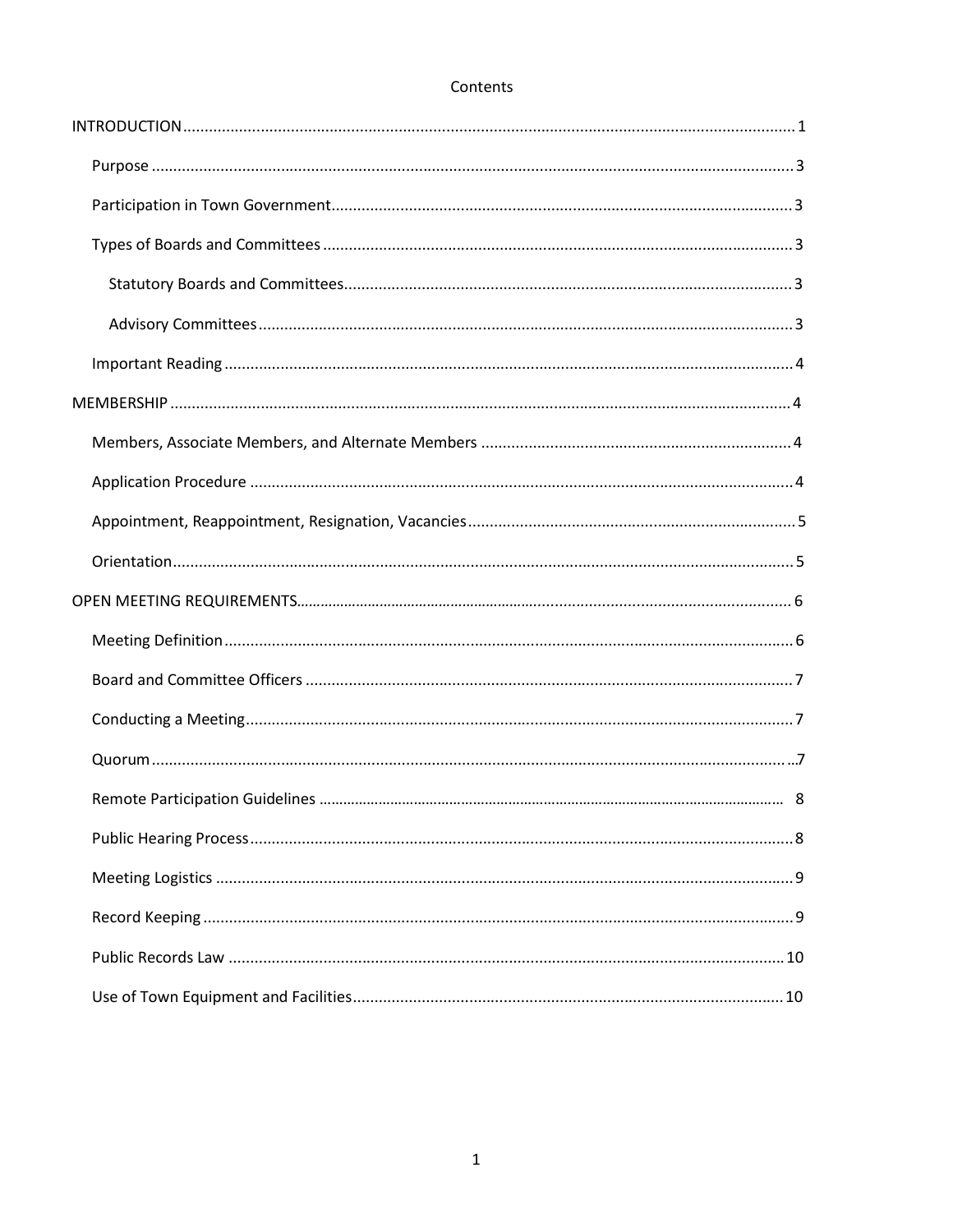# Contents

- INTRODUCTION ........ 1
  - Purpose ........ 3
  - Participation in Town Government ........ 3
  - Types of Boards and Committees ........ 3
    - Statutory Boards and Committees ........ 3
    - Advisory Committees ........ 3
  - Important Reading ........ 4
- MEMBERSHIP ........ 4
  - Members, Associate Members, and Alternate Members ........ 4
  - Application Procedure ........ 4
  - Appointment, Reappointment, Resignation, Vacancies ........ 5
  - Orientation ........ 5
- OPEN MEETING REQUIREMENTS ........ 6
  - Meeting Definition ........ 6
  - Board and Committee Officers ........ 7
  - Conducting a Meeting ........ 7
  - Quorum ........ 7
  - Remote Participation Guidelines ........ 8
  - Public Hearing Process ........ 8
  - Meeting Logistics ........ 9
  - Record Keeping ........ 9
  - Public Records Law ........ 10
  - Use of Town Equipment and Facilities ........ 10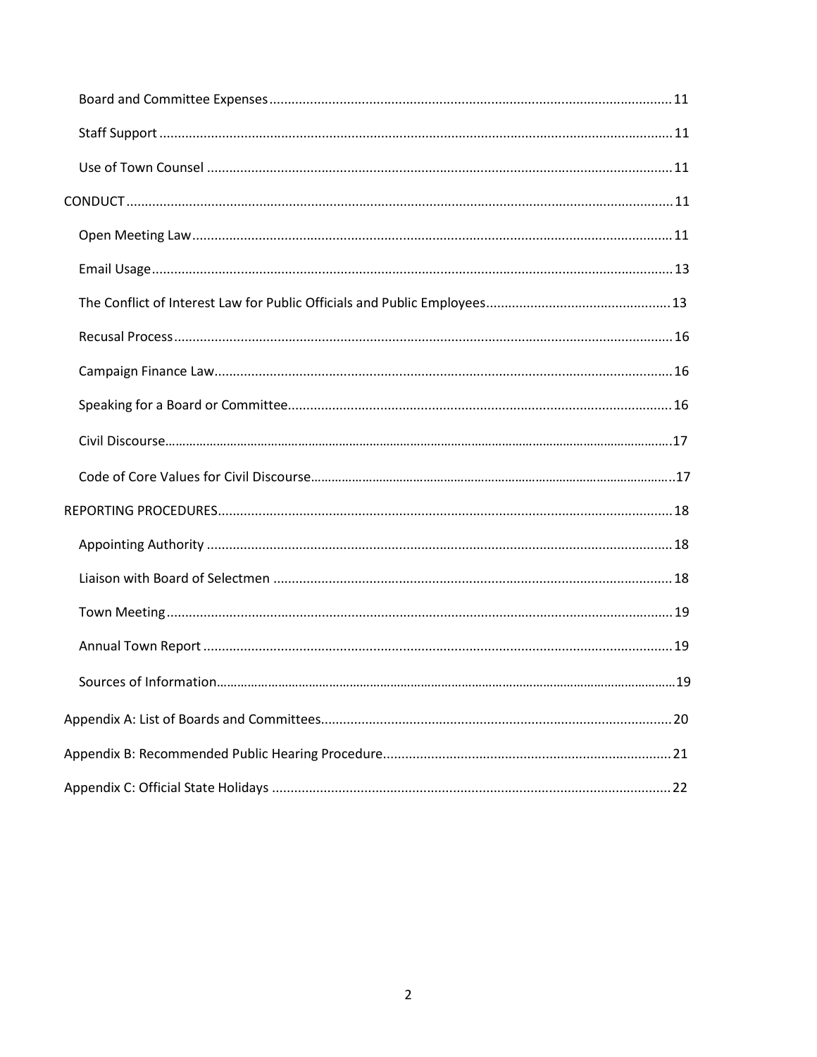- Board and Committee Expenses ........ 11
- Staff Support ........ 11
- Use of Town Counsel ........ 11

CONDUCT ........ 11

- Open Meeting Law ........ 11
- Email Usage ........ 13
- The Conflict of Interest Law for Public Officials and Public Employees ........ 13
- Recusal Process ........ 16
- Campaign Finance Law ........ 16
- Speaking for a Board or Committee ........ 16
- Civil Discourse ........ 17
- Code of Core Values for Civil Discourse ........ 17

REPORTING PROCEDURES ........ 18

- Appointing Authority ........ 18
- Liaison with Board of Selectmen ........ 18
- Town Meeting ........ 19
- Annual Town Report ........ 19
- Sources of Information ........ 19

Appendix A: List of Boards and Committees ........ 20

Appendix B: Recommended Public Hearing Procedure ........ 21

Appendix C: Official State Holidays ........ 22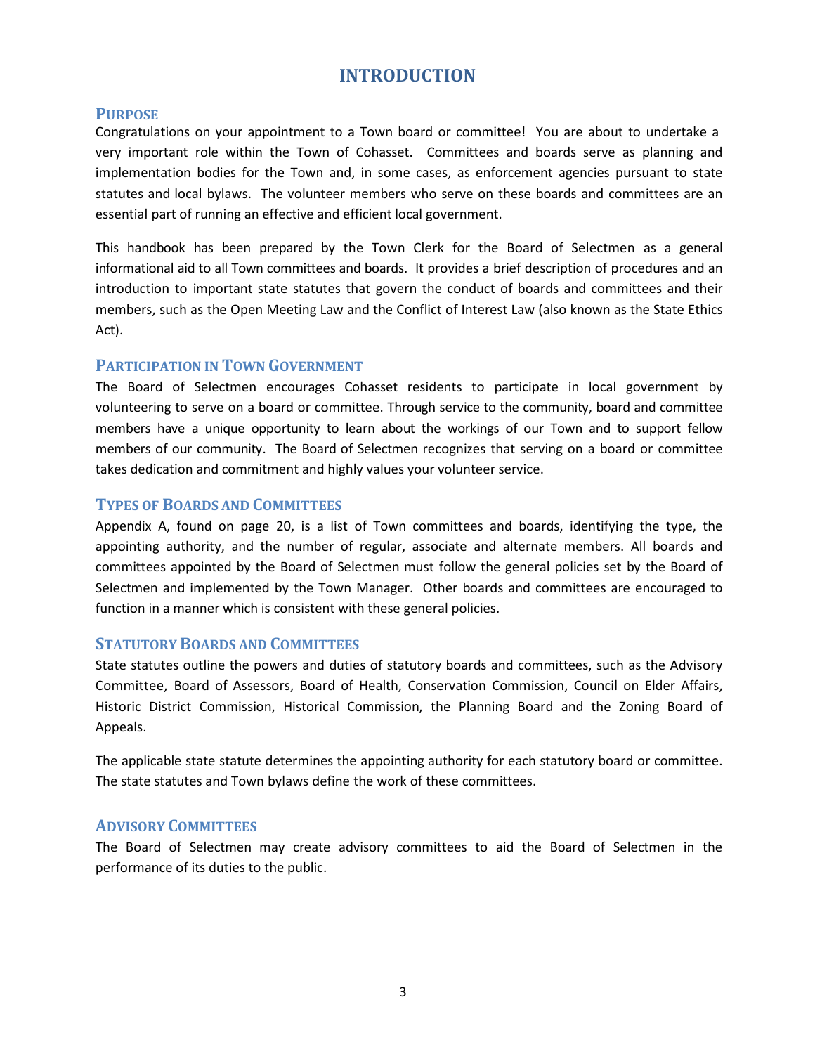# INTRODUCTION

## Purpose

Congratulations on your appointment to a Town board or committee! You are about to undertake a very important role within the Town of Cohasset. Committees and boards serve as planning and implementation bodies for the Town and, in some cases, as enforcement agencies pursuant to state statutes and local bylaws. The volunteer members who serve on these boards and committees are an essential part of running an effective and efficient local government.

This handbook has been prepared by the Town Clerk for the Board of Selectmen as a general informational aid to all Town committees and boards. It provides a brief description of procedures and an introduction to important state statutes that govern the conduct of boards and committees and their members, such as the Open Meeting Law and the Conflict of Interest Law (also known as the State Ethics Act).

## Participation in Town Government

The Board of Selectmen encourages Cohasset residents to participate in local government by volunteering to serve on a board or committee. Through service to the community, board and committee members have a unique opportunity to learn about the workings of our Town and to support fellow members of our community. The Board of Selectmen recognizes that serving on a board or committee takes dedication and commitment and highly values your volunteer service.

## Types of Boards and Committees

Appendix A, found on page 20, is a list of Town committees and boards, identifying the type, the appointing authority, and the number of regular, associate and alternate members. All boards and committees appointed by the Board of Selectmen must follow the general policies set by the Board of Selectmen and implemented by the Town Manager. Other boards and committees are encouraged to function in a manner which is consistent with these general policies.

## Statutory Boards and Committees

State statutes outline the powers and duties of statutory boards and committees, such as the Advisory Committee, Board of Assessors, Board of Health, Conservation Commission, Council on Elder Affairs, Historic District Commission, Historical Commission, the Planning Board and the Zoning Board of Appeals.

The applicable state statute determines the appointing authority for each statutory board or committee. The state statutes and Town bylaws define the work of these committees.

## Advisory Committees

The Board of Selectmen may create advisory committees to aid the Board of Selectmen in the performance of its duties to the public.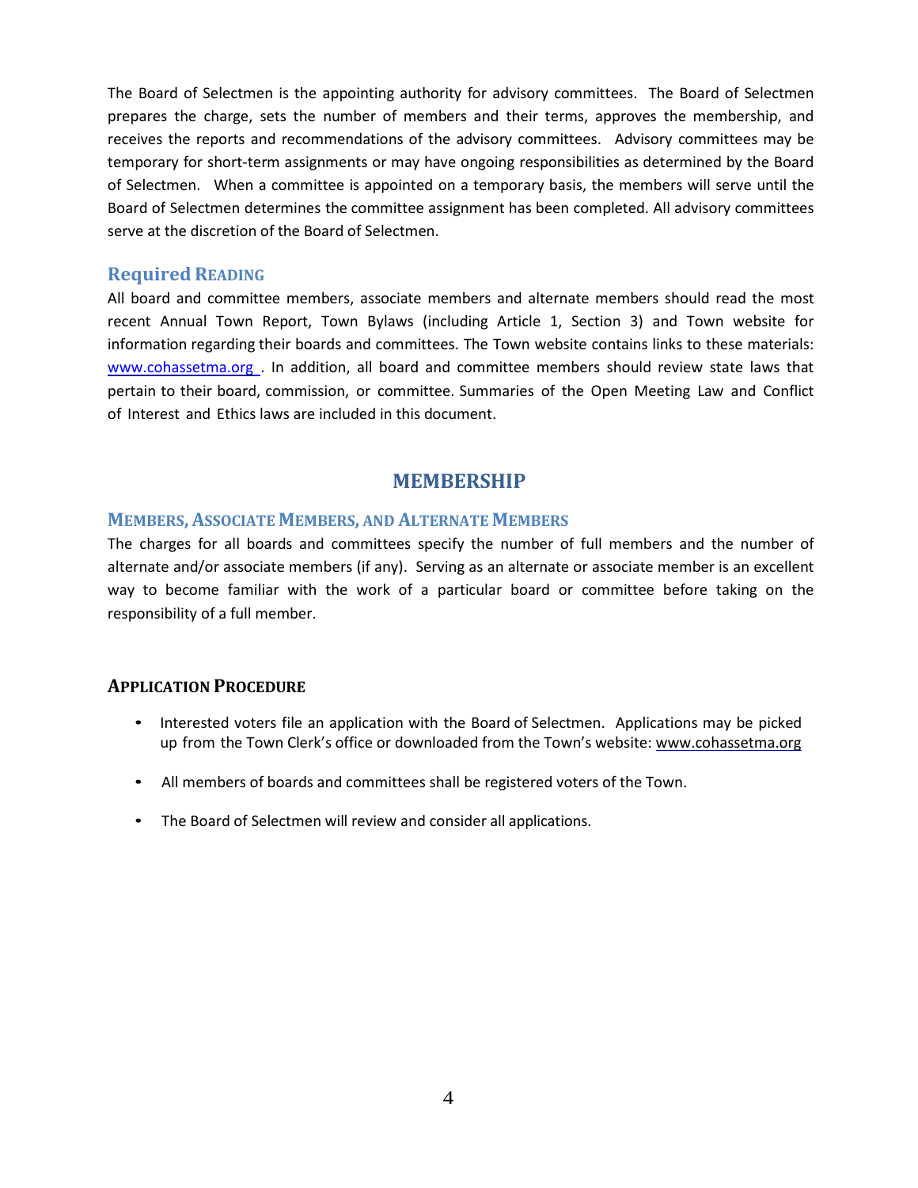The Board of Selectmen is the appointing authority for advisory committees. The Board of Selectmen prepares the charge, sets the number of members and their terms, approves the membership, and receives the reports and recommendations of the advisory committees. Advisory committees may be temporary for short-term assignments or may have ongoing responsibilities as determined by the Board of Selectmen. When a committee is appointed on a temporary basis, the members will serve until the Board of Selectmen determines the committee assignment has been completed. All advisory committees serve at the discretion of the Board of Selectmen.

### Required READING

All board and committee members, associate members and alternate members should read the most recent Annual Town Report, Town Bylaws (including Article 1, Section 3) and Town website for information regarding their boards and committees. The Town website contains links to these materials: www.cohassetma.org . In addition, all board and committee members should review state laws that pertain to their board, commission, or committee. Summaries of the Open Meeting Law and Conflict of Interest and Ethics laws are included in this document.

## MEMBERSHIP

### MEMBERS, ASSOCIATE MEMBERS, AND ALTERNATE MEMBERS

The charges for all boards and committees specify the number of full members and the number of alternate and/or associate members (if any). Serving as an alternate or associate member is an excellent way to become familiar with the work of a particular board or committee before taking on the responsibility of a full member.

### APPLICATION PROCEDURE

- Interested voters file an application with the Board of Selectmen. Applications may be picked up from the Town Clerk's office or downloaded from the Town's website: www.cohassetma.org
- All members of boards and committees shall be registered voters of the Town.
- The Board of Selectmen will review and consider all applications.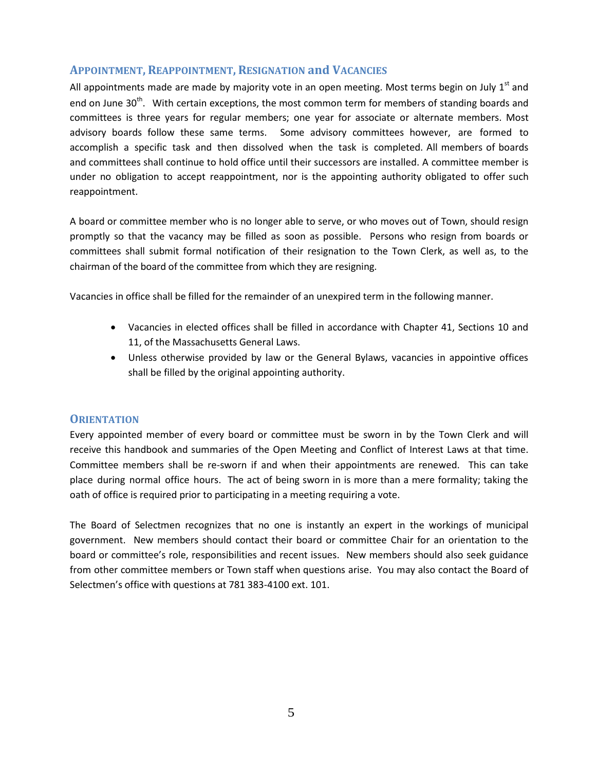## Appointment, Reappointment, Resignation and Vacancies

All appointments made are made by majority vote in an open meeting. Most terms begin on July 1st and end on June 30th. With certain exceptions, the most common term for members of standing boards and committees is three years for regular members; one year for associate or alternate members. Most advisory boards follow these same terms. Some advisory committees however, are formed to accomplish a specific task and then dissolved when the task is completed. All members of boards and committees shall continue to hold office until their successors are installed. A committee member is under no obligation to accept reappointment, nor is the appointing authority obligated to offer such reappointment.

A board or committee member who is no longer able to serve, or who moves out of Town, should resign promptly so that the vacancy may be filled as soon as possible. Persons who resign from boards or committees shall submit formal notification of their resignation to the Town Clerk, as well as, to the chairman of the board of the committee from which they are resigning.

Vacancies in office shall be filled for the remainder of an unexpired term in the following manner.

- Vacancies in elected offices shall be filled in accordance with Chapter 41, Sections 10 and 11, of the Massachusetts General Laws.
- Unless otherwise provided by law or the General Bylaws, vacancies in appointive offices shall be filled by the original appointing authority.

## Orientation

Every appointed member of every board or committee must be sworn in by the Town Clerk and will receive this handbook and summaries of the Open Meeting and Conflict of Interest Laws at that time. Committee members shall be re-sworn if and when their appointments are renewed. This can take place during normal office hours. The act of being sworn in is more than a mere formality; taking the oath of office is required prior to participating in a meeting requiring a vote.

The Board of Selectmen recognizes that no one is instantly an expert in the workings of municipal government. New members should contact their board or committee Chair for an orientation to the board or committee's role, responsibilities and recent issues. New members should also seek guidance from other committee members or Town staff when questions arise. You may also contact the Board of Selectmen's office with questions at 781 383-4100 ext. 101.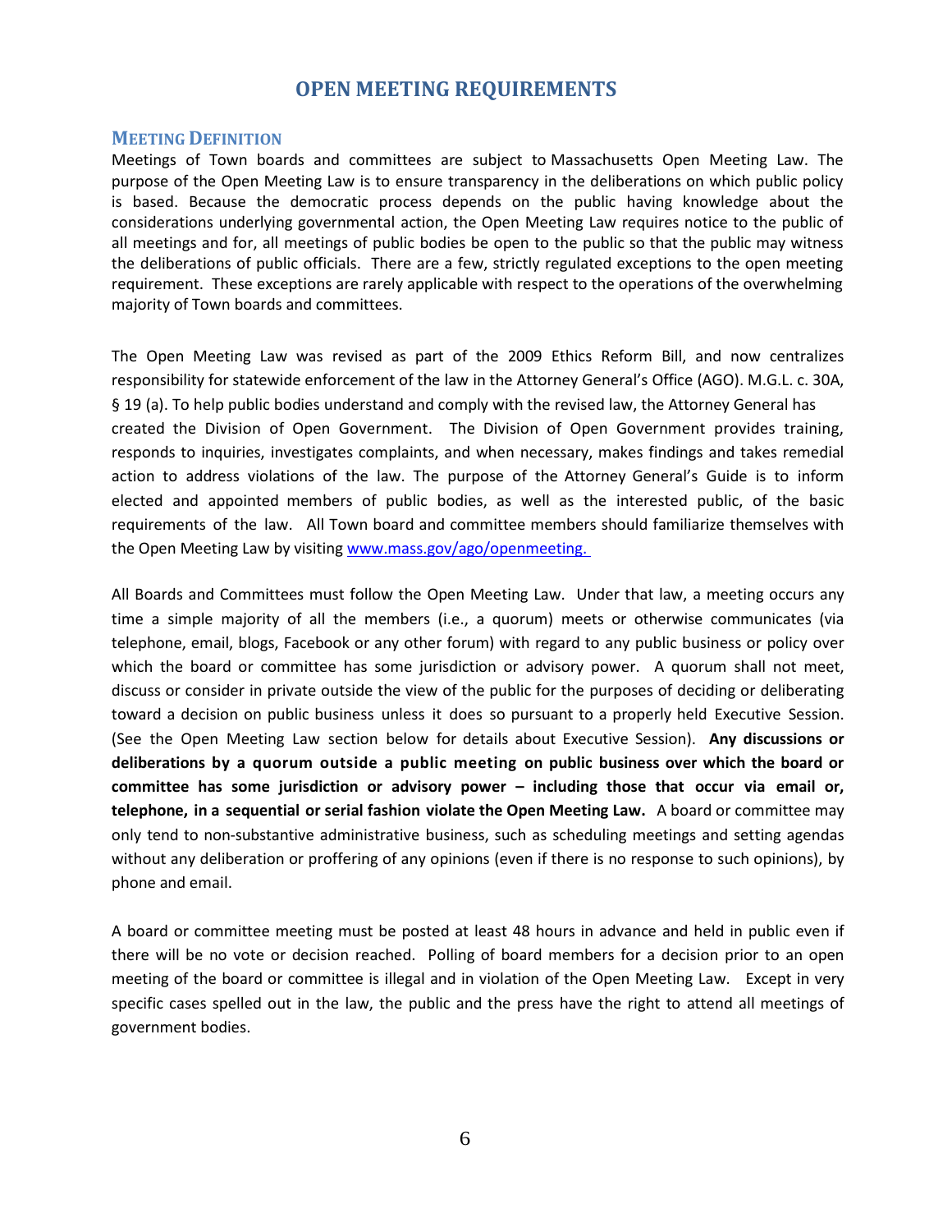# OPEN MEETING REQUIREMENTS

## MEETING DEFINITION

Meetings of Town boards and committees are subject to Massachusetts Open Meeting Law. The purpose of the Open Meeting Law is to ensure transparency in the deliberations on which public policy is based. Because the democratic process depends on the public having knowledge about the considerations underlying governmental action, the Open Meeting Law requires notice to the public of all meetings and for, all meetings of public bodies be open to the public so that the public may witness the deliberations of public officials. There are a few, strictly regulated exceptions to the open meeting requirement. These exceptions are rarely applicable with respect to the operations of the overwhelming majority of Town boards and committees.

The Open Meeting Law was revised as part of the 2009 Ethics Reform Bill, and now centralizes responsibility for statewide enforcement of the law in the Attorney General's Office (AGO). M.G.L. c. 30A, § 19 (a). To help public bodies understand and comply with the revised law, the Attorney General has created the Division of Open Government. The Division of Open Government provides training, responds to inquiries, investigates complaints, and when necessary, makes findings and takes remedial action to address violations of the law. The purpose of the Attorney General's Guide is to inform elected and appointed members of public bodies, as well as the interested public, of the basic requirements of the law. All Town board and committee members should familiarize themselves with the Open Meeting Law by visiting [www.mass.gov/ago/openmeeting.](www.mass.gov/ago/openmeeting)

All Boards and Committees must follow the Open Meeting Law. Under that law, a meeting occurs any time a simple majority of all the members (i.e., a quorum) meets or otherwise communicates (via telephone, email, blogs, Facebook or any other forum) with regard to any public business or policy over which the board or committee has some jurisdiction or advisory power. A quorum shall not meet, discuss or consider in private outside the view of the public for the purposes of deciding or deliberating toward a decision on public business unless it does so pursuant to a properly held Executive Session. (See the Open Meeting Law section below for details about Executive Session). **Any discussions or deliberations by a quorum outside a public meeting on public business over which the board or committee has some jurisdiction or advisory power – including those that occur via email or, telephone, in a sequential or serial fashion violate the Open Meeting Law.** A board or committee may only tend to non-substantive administrative business, such as scheduling meetings and setting agendas without any deliberation or proffering of any opinions (even if there is no response to such opinions), by phone and email.

A board or committee meeting must be posted at least 48 hours in advance and held in public even if there will be no vote or decision reached. Polling of board members for a decision prior to an open meeting of the board or committee is illegal and in violation of the Open Meeting Law. Except in very specific cases spelled out in the law, the public and the press have the right to attend all meetings of government bodies.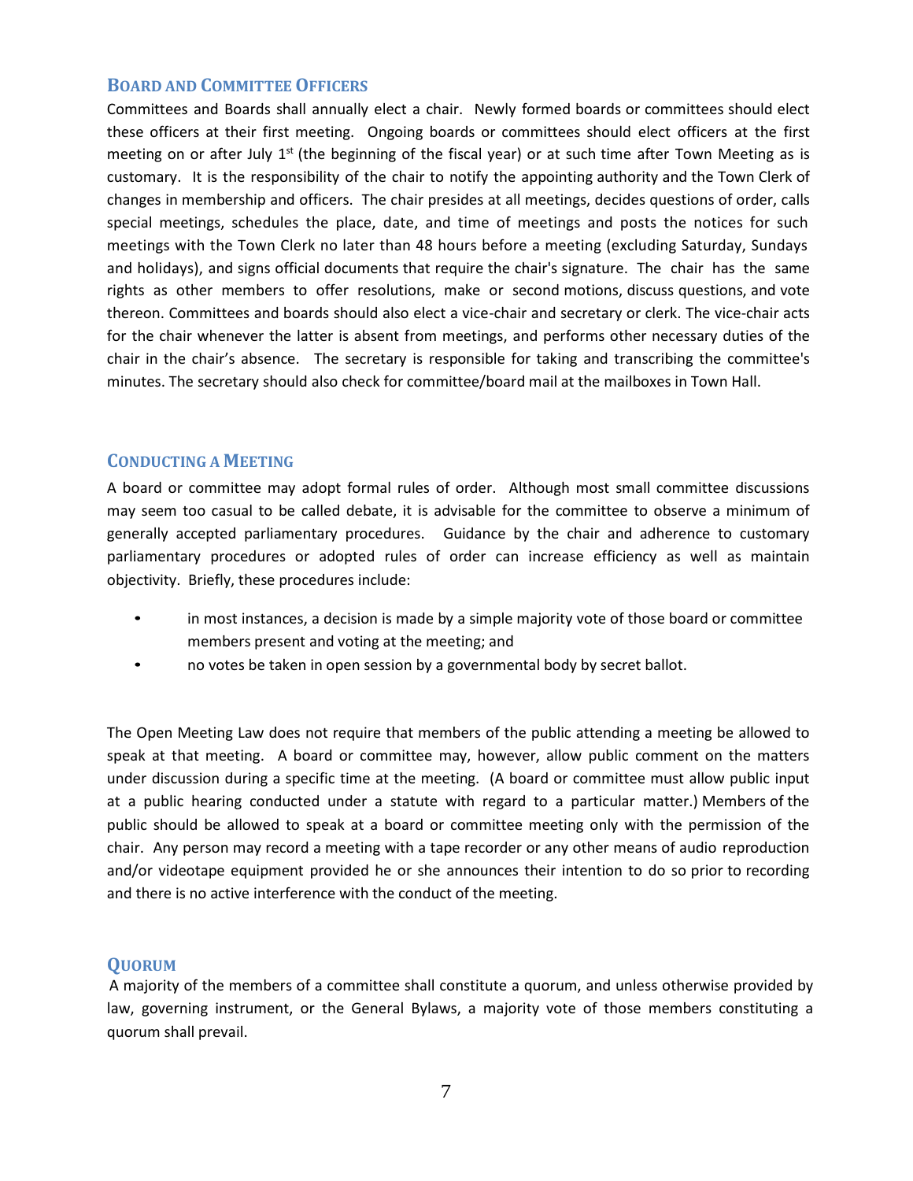## Board and Committee Officers

Committees and Boards shall annually elect a chair. Newly formed boards or committees should elect these officers at their first meeting. Ongoing boards or committees should elect officers at the first meeting on or after July 1st (the beginning of the fiscal year) or at such time after Town Meeting as is customary. It is the responsibility of the chair to notify the appointing authority and the Town Clerk of changes in membership and officers. The chair presides at all meetings, decides questions of order, calls special meetings, schedules the place, date, and time of meetings and posts the notices for such meetings with the Town Clerk no later than 48 hours before a meeting (excluding Saturday, Sundays and holidays), and signs official documents that require the chair's signature. The chair has the same rights as other members to offer resolutions, make or second motions, discuss questions, and vote thereon. Committees and boards should also elect a vice-chair and secretary or clerk. The vice-chair acts for the chair whenever the latter is absent from meetings, and performs other necessary duties of the chair in the chair's absence. The secretary is responsible for taking and transcribing the committee's minutes. The secretary should also check for committee/board mail at the mailboxes in Town Hall.

## Conducting a Meeting

A board or committee may adopt formal rules of order. Although most small committee discussions may seem too casual to be called debate, it is advisable for the committee to observe a minimum of generally accepted parliamentary procedures. Guidance by the chair and adherence to customary parliamentary procedures or adopted rules of order can increase efficiency as well as maintain objectivity. Briefly, these procedures include:

- in most instances, a decision is made by a simple majority vote of those board or committee members present and voting at the meeting; and
- no votes be taken in open session by a governmental body by secret ballot.

The Open Meeting Law does not require that members of the public attending a meeting be allowed to speak at that meeting. A board or committee may, however, allow public comment on the matters under discussion during a specific time at the meeting. (A board or committee must allow public input at a public hearing conducted under a statute with regard to a particular matter.) Members of the public should be allowed to speak at a board or committee meeting only with the permission of the chair. Any person may record a meeting with a tape recorder or any other means of audio reproduction and/or videotape equipment provided he or she announces their intention to do so prior to recording and there is no active interference with the conduct of the meeting.

## Quorum

A majority of the members of a committee shall constitute a quorum, and unless otherwise provided by law, governing instrument, or the General Bylaws, a majority vote of those members constituting a quorum shall prevail.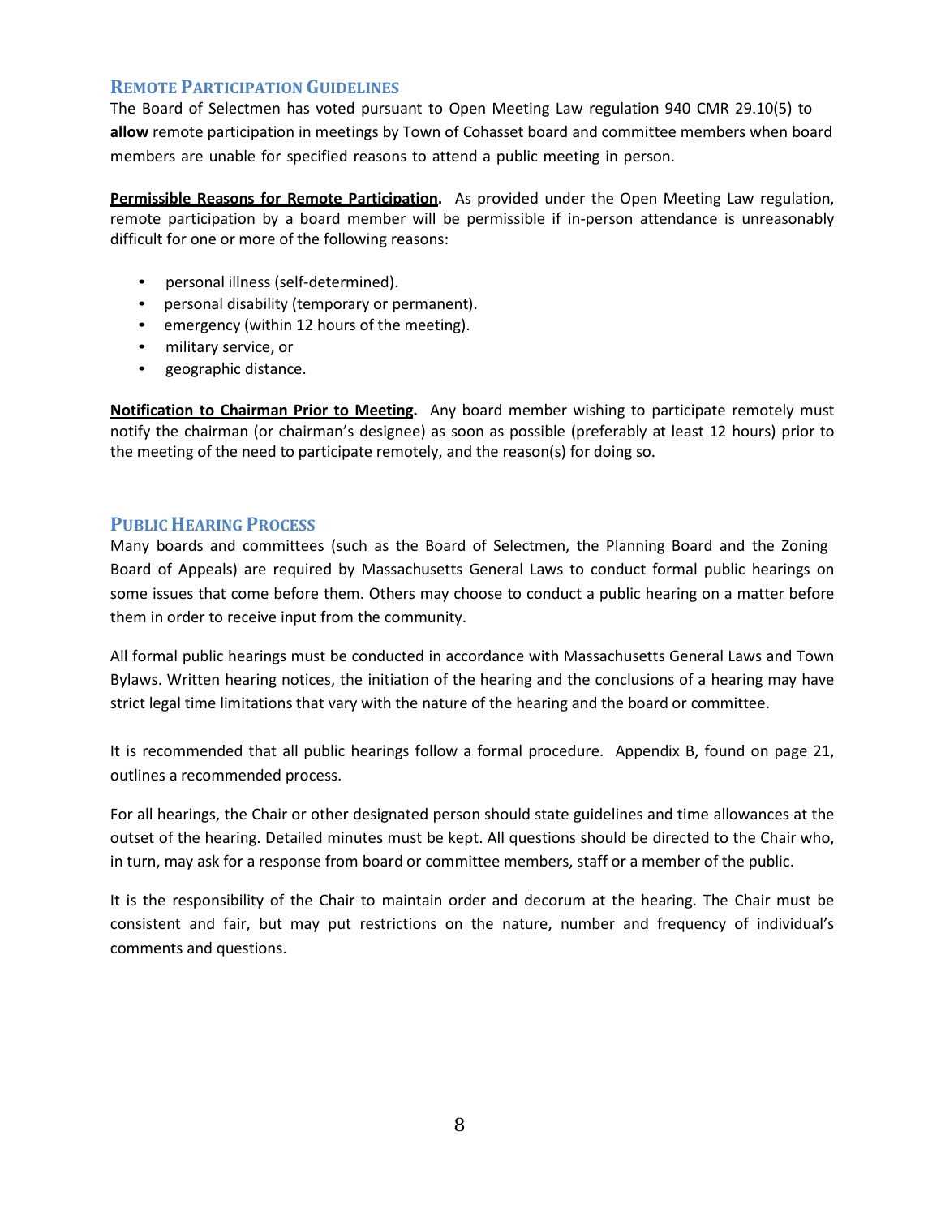## Remote Participation Guidelines

The Board of Selectmen has voted pursuant to Open Meeting Law regulation 940 CMR 29.10(5) to **allow** remote participation in meetings by Town of Cohasset board and committee members when board members are unable for specified reasons to attend a public meeting in person.

**Permissible Reasons for Remote Participation.** As provided under the Open Meeting Law regulation, remote participation by a board member will be permissible if in-person attendance is unreasonably difficult for one or more of the following reasons:

- personal illness (self-determined).
- personal disability (temporary or permanent).
- emergency (within 12 hours of the meeting).
- military service, or
- geographic distance.

**Notification to Chairman Prior to Meeting.** Any board member wishing to participate remotely must notify the chairman (or chairman's designee) as soon as possible (preferably at least 12 hours) prior to the meeting of the need to participate remotely, and the reason(s) for doing so.

## Public Hearing Process

Many boards and committees (such as the Board of Selectmen, the Planning Board and the Zoning Board of Appeals) are required by Massachusetts General Laws to conduct formal public hearings on some issues that come before them. Others may choose to conduct a public hearing on a matter before them in order to receive input from the community.

All formal public hearings must be conducted in accordance with Massachusetts General Laws and Town Bylaws. Written hearing notices, the initiation of the hearing and the conclusions of a hearing may have strict legal time limitations that vary with the nature of the hearing and the board or committee.

It is recommended that all public hearings follow a formal procedure. Appendix B, found on page 21, outlines a recommended process.

For all hearings, the Chair or other designated person should state guidelines and time allowances at the outset of the hearing. Detailed minutes must be kept. All questions should be directed to the Chair who, in turn, may ask for a response from board or committee members, staff or a member of the public.

It is the responsibility of the Chair to maintain order and decorum at the hearing. The Chair must be consistent and fair, but may put restrictions on the nature, number and frequency of individual's comments and questions.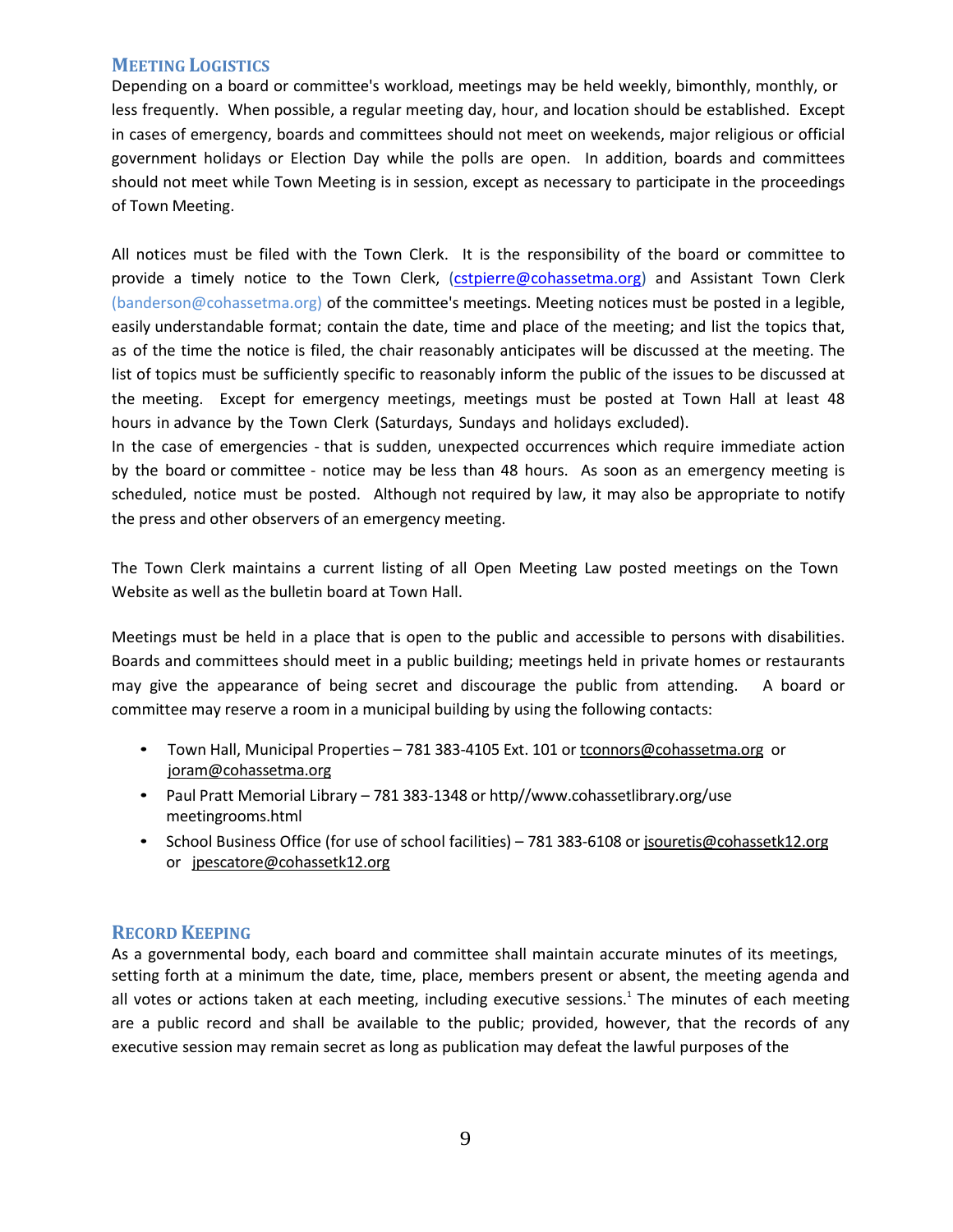## Meeting Logistics

Depending on a board or committee's workload, meetings may be held weekly, bimonthly, monthly, or less frequently. When possible, a regular meeting day, hour, and location should be established. Except in cases of emergency, boards and committees should not meet on weekends, major religious or official government holidays or Election Day while the polls are open. In addition, boards and committees should not meet while Town Meeting is in session, except as necessary to participate in the proceedings of Town Meeting.

All notices must be filed with the Town Clerk. It is the responsibility of the board or committee to provide a timely notice to the Town Clerk, (cstpierre@cohassetma.org) and Assistant Town Clerk (banderson@cohassetma.org) of the committee's meetings. Meeting notices must be posted in a legible, easily understandable format; contain the date, time and place of the meeting; and list the topics that, as of the time the notice is filed, the chair reasonably anticipates will be discussed at the meeting. The list of topics must be sufficiently specific to reasonably inform the public of the issues to be discussed at the meeting. Except for emergency meetings, meetings must be posted at Town Hall at least 48 hours in advance by the Town Clerk (Saturdays, Sundays and holidays excluded).
In the case of emergencies - that is sudden, unexpected occurrences which require immediate action by the board or committee - notice may be less than 48 hours. As soon as an emergency meeting is scheduled, notice must be posted. Although not required by law, it may also be appropriate to notify the press and other observers of an emergency meeting.

The Town Clerk maintains a current listing of all Open Meeting Law posted meetings on the Town Website as well as the bulletin board at Town Hall.

Meetings must be held in a place that is open to the public and accessible to persons with disabilities. Boards and committees should meet in a public building; meetings held in private homes or restaurants may give the appearance of being secret and discourage the public from attending. A board or committee may reserve a room in a municipal building by using the following contacts:

- Town Hall, Municipal Properties – 781 383-4105 Ext. 101 or tconnors@cohassetma.org or joram@cohassetma.org
- Paul Pratt Memorial Library – 781 383-1348 or http//www.cohassetlibrary.org/use meetingrooms.html
- School Business Office (for use of school facilities) – 781 383-6108 or jsouretis@cohassetk12.org or jpescatore@cohassetk12.org

## Record Keeping

As a governmental body, each board and committee shall maintain accurate minutes of its meetings, setting forth at a minimum the date, time, place, members present or absent, the meeting agenda and all votes or actions taken at each meeting, including executive sessions.[1] The minutes of each meeting are a public record and shall be available to the public; provided, however, that the records of any executive session may remain secret as long as publication may defeat the lawful purposes of the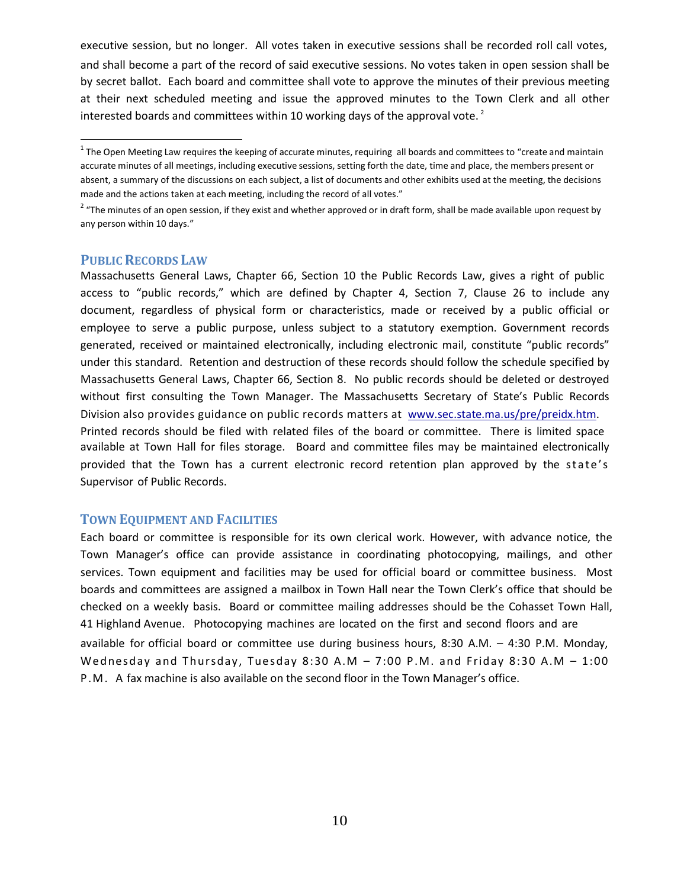executive session, but no longer. All votes taken in executive sessions shall be recorded roll call votes, and shall become a part of the record of said executive sessions. No votes taken in open session shall be by secret ballot. Each board and committee shall vote to approve the minutes of their previous meeting at their next scheduled meeting and issue the approved minutes to the Town Clerk and all other interested boards and committees within 10 working days of the approval vote. [2]

---

[1] The Open Meeting Law requires the keeping of accurate minutes, requiring all boards and committees to "create and maintain accurate minutes of all meetings, including executive sessions, setting forth the date, time and place, the members present or absent, a summary of the discussions on each subject, a list of documents and other exhibits used at the meeting, the decisions made and the actions taken at each meeting, including the record of all votes."

[2] "The minutes of an open session, if they exist and whether approved or in draft form, shall be made available upon request by any person within 10 days."

## PUBLIC RECORDS LAW

Massachusetts General Laws, Chapter 66, Section 10 the Public Records Law, gives a right of public access to "public records," which are defined by Chapter 4, Section 7, Clause 26 to include any document, regardless of physical form or characteristics, made or received by a public official or employee to serve a public purpose, unless subject to a statutory exemption. Government records generated, received or maintained electronically, including electronic mail, constitute "public records" under this standard. Retention and destruction of these records should follow the schedule specified by Massachusetts General Laws, Chapter 66, Section 8. No public records should be deleted or destroyed without first consulting the Town Manager. The Massachusetts Secretary of State's Public Records Division also provides guidance on public records matters at www.sec.state.ma.us/pre/preidx.htm. Printed records should be filed with related files of the board or committee. There is limited space available at Town Hall for files storage. Board and committee files may be maintained electronically provided that the Town has a current electronic record retention plan approved by the state's Supervisor of Public Records.

## TOWN EQUIPMENT AND FACILITIES

Each board or committee is responsible for its own clerical work. However, with advance notice, the Town Manager's office can provide assistance in coordinating photocopying, mailings, and other services. Town equipment and facilities may be used for official board or committee business. Most boards and committees are assigned a mailbox in Town Hall near the Town Clerk's office that should be checked on a weekly basis. Board or committee mailing addresses should be the Cohasset Town Hall, 41 Highland Avenue. Photocopying machines are located on the first and second floors and are available for official board or committee use during business hours, 8:30 A.M. – 4:30 P.M. Monday, Wednesday and Thursday, Tuesday 8:30 A.M – 7:00 P.M. and Friday 8:30 A.M – 1:00 P.M. A fax machine is also available on the second floor in the Town Manager's office.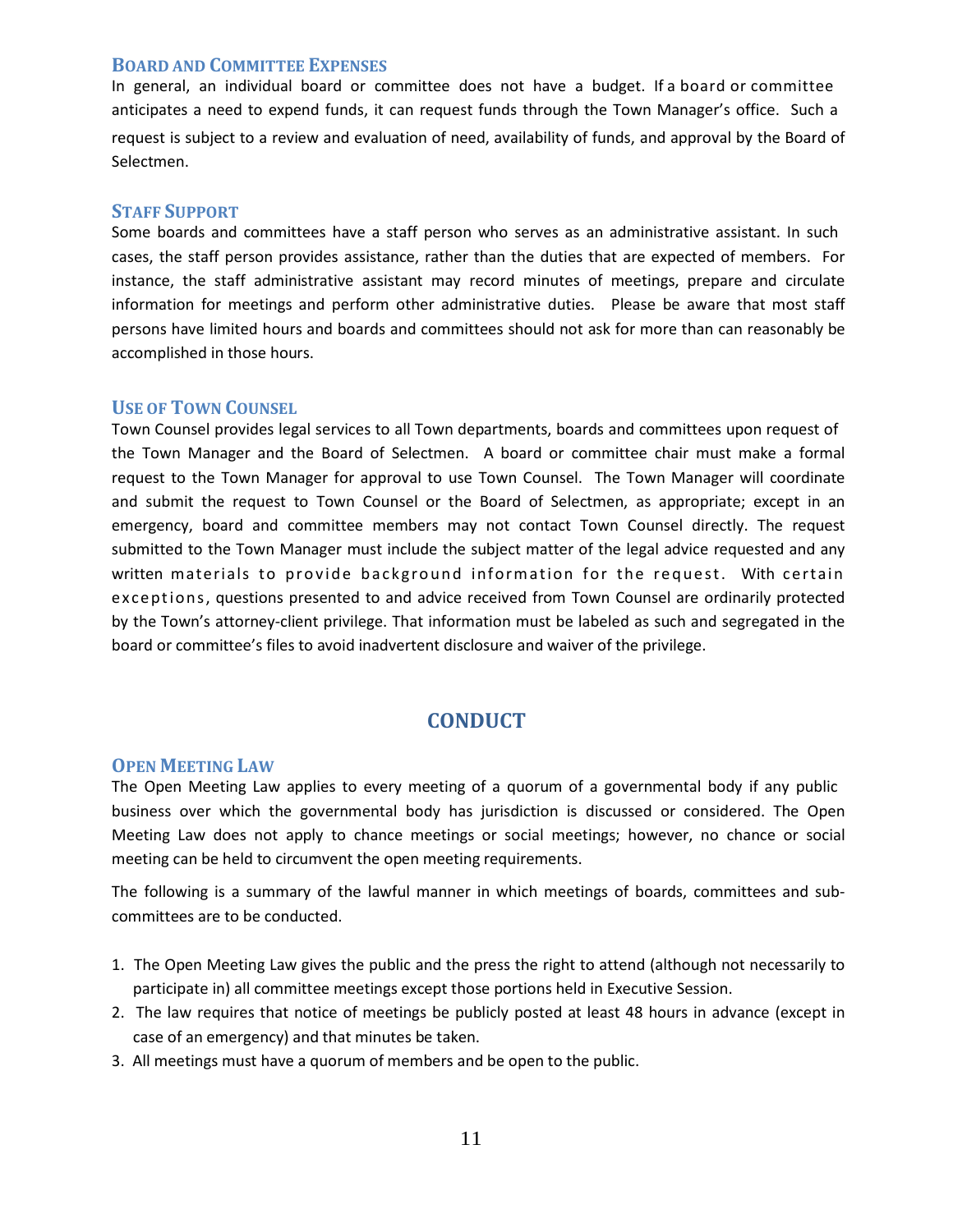### Board and Committee Expenses

In general, an individual board or committee does not have a budget. If a board or committee anticipates a need to expend funds, it can request funds through the Town Manager's office. Such a request is subject to a review and evaluation of need, availability of funds, and approval by the Board of Selectmen.

### Staff Support

Some boards and committees have a staff person who serves as an administrative assistant. In such cases, the staff person provides assistance, rather than the duties that are expected of members. For instance, the staff administrative assistant may record minutes of meetings, prepare and circulate information for meetings and perform other administrative duties. Please be aware that most staff persons have limited hours and boards and committees should not ask for more than can reasonably be accomplished in those hours.

### Use of Town Counsel

Town Counsel provides legal services to all Town departments, boards and committees upon request of the Town Manager and the Board of Selectmen. A board or committee chair must make a formal request to the Town Manager for approval to use Town Counsel. The Town Manager will coordinate and submit the request to Town Counsel or the Board of Selectmen, as appropriate; except in an emergency, board and committee members may not contact Town Counsel directly. The request submitted to the Town Manager must include the subject matter of the legal advice requested and any written materials to provide background information for the request. With certain exceptions, questions presented to and advice received from Town Counsel are ordinarily protected by the Town's attorney-client privilege. That information must be labeled as such and segregated in the board or committee's files to avoid inadvertent disclosure and waiver of the privilege.

## CONDUCT

### Open Meeting Law

The Open Meeting Law applies to every meeting of a quorum of a governmental body if any public business over which the governmental body has jurisdiction is discussed or considered. The Open Meeting Law does not apply to chance meetings or social meetings; however, no chance or social meeting can be held to circumvent the open meeting requirements.

The following is a summary of the lawful manner in which meetings of boards, committees and sub-committees are to be conducted.

1. The Open Meeting Law gives the public and the press the right to attend (although not necessarily to participate in) all committee meetings except those portions held in Executive Session.
2. The law requires that notice of meetings be publicly posted at least 48 hours in advance (except in case of an emergency) and that minutes be taken.
3. All meetings must have a quorum of members and be open to the public.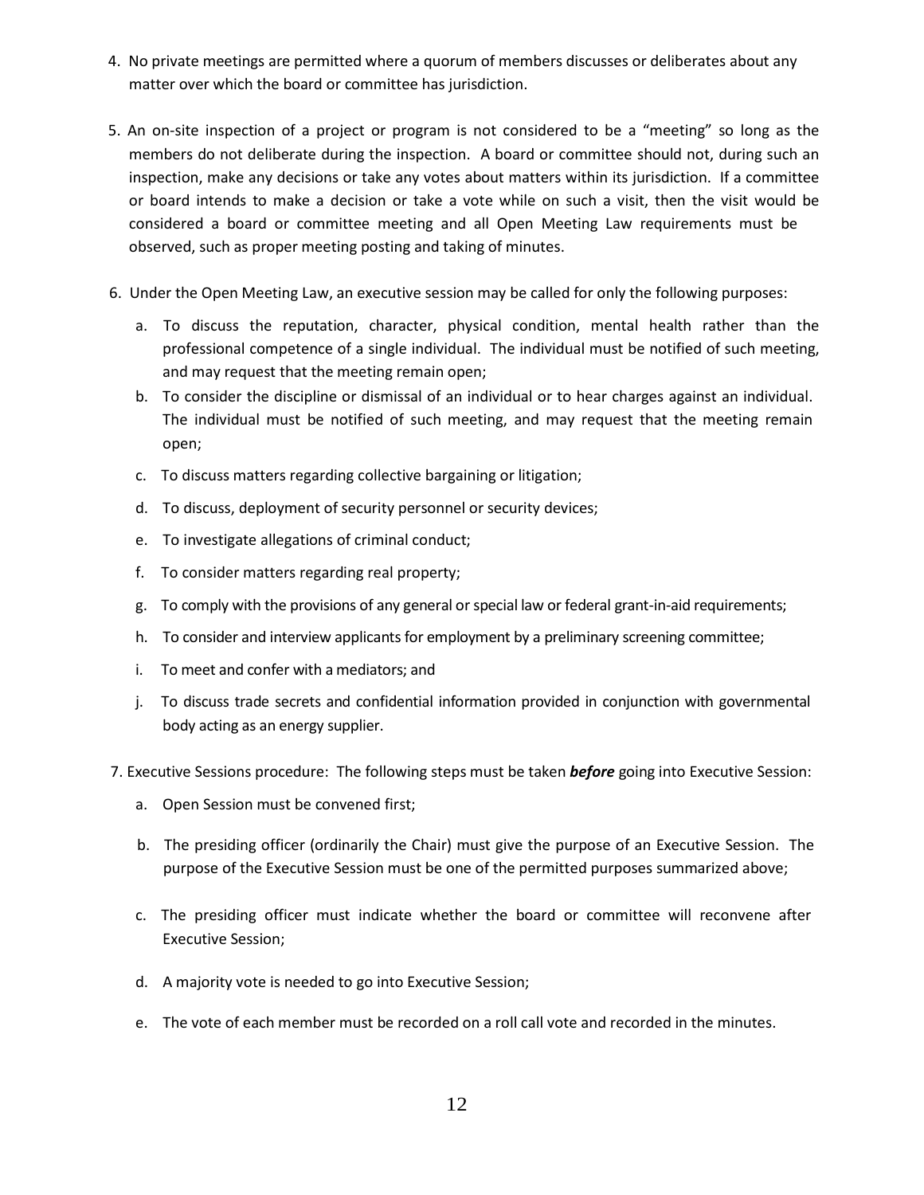4. No private meetings are permitted where a quorum of members discusses or deliberates about any matter over which the board or committee has jurisdiction.

5. An on-site inspection of a project or program is not considered to be a "meeting" so long as the members do not deliberate during the inspection. A board or committee should not, during such an inspection, make any decisions or take any votes about matters within its jurisdiction. If a committee or board intends to make a decision or take a vote while on such a visit, then the visit would be considered a board or committee meeting and all Open Meeting Law requirements must be observed, such as proper meeting posting and taking of minutes.

6. Under the Open Meeting Law, an executive session may be called for only the following purposes:

   a. To discuss the reputation, character, physical condition, mental health rather than the professional competence of a single individual. The individual must be notified of such meeting, and may request that the meeting remain open;

   b. To consider the discipline or dismissal of an individual or to hear charges against an individual. The individual must be notified of such meeting, and may request that the meeting remain open;

   c. To discuss matters regarding collective bargaining or litigation;

   d. To discuss, deployment of security personnel or security devices;

   e. To investigate allegations of criminal conduct;

   f. To consider matters regarding real property;

   g. To comply with the provisions of any general or special law or federal grant-in-aid requirements;

   h. To consider and interview applicants for employment by a preliminary screening committee;

   i. To meet and confer with a mediators; and

   j. To discuss trade secrets and confidential information provided in conjunction with governmental body acting as an energy supplier.

7. Executive Sessions procedure: The following steps must be taken ***before*** going into Executive Session:

   a. Open Session must be convened first;

   b. The presiding officer (ordinarily the Chair) must give the purpose of an Executive Session. The purpose of the Executive Session must be one of the permitted purposes summarized above;

   c. The presiding officer must indicate whether the board or committee will reconvene after Executive Session;

   d. A majority vote is needed to go into Executive Session;

   e. The vote of each member must be recorded on a roll call vote and recorded in the minutes.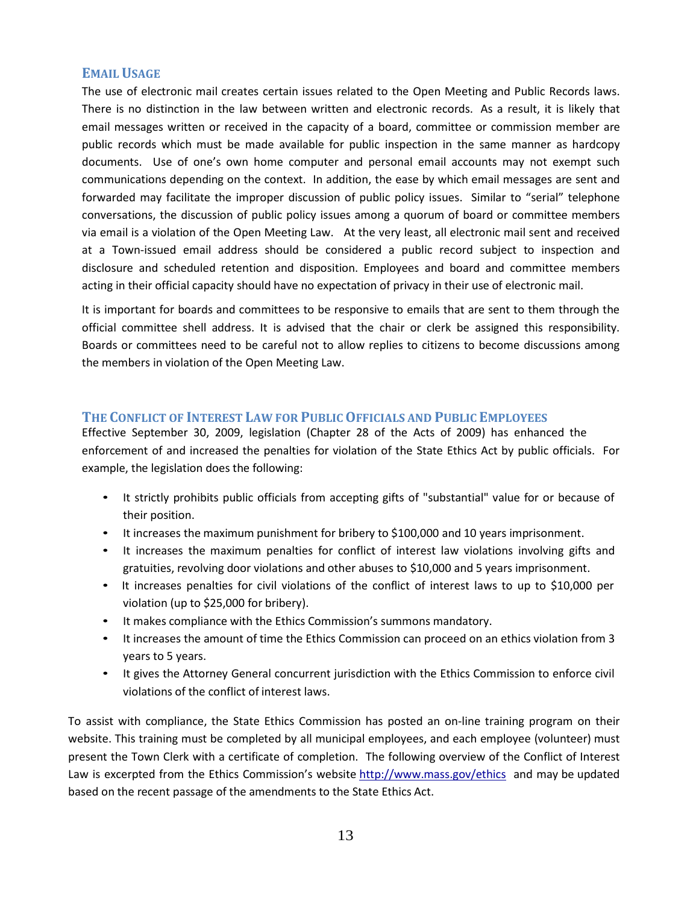## Email Usage

The use of electronic mail creates certain issues related to the Open Meeting and Public Records laws. There is no distinction in the law between written and electronic records. As a result, it is likely that email messages written or received in the capacity of a board, committee or commission member are public records which must be made available for public inspection in the same manner as hardcopy documents. Use of one's own home computer and personal email accounts may not exempt such communications depending on the context. In addition, the ease by which email messages are sent and forwarded may facilitate the improper discussion of public policy issues. Similar to "serial" telephone conversations, the discussion of public policy issues among a quorum of board or committee members via email is a violation of the Open Meeting Law. At the very least, all electronic mail sent and received at a Town-issued email address should be considered a public record subject to inspection and disclosure and scheduled retention and disposition. Employees and board and committee members acting in their official capacity should have no expectation of privacy in their use of electronic mail.

It is important for boards and committees to be responsive to emails that are sent to them through the official committee shell address. It is advised that the chair or clerk be assigned this responsibility. Boards or committees need to be careful not to allow replies to citizens to become discussions among the members in violation of the Open Meeting Law.

## The Conflict of Interest Law for Public Officials and Public Employees

Effective September 30, 2009, legislation (Chapter 28 of the Acts of 2009) has enhanced the enforcement of and increased the penalties for violation of the State Ethics Act by public officials. For example, the legislation does the following:

- It strictly prohibits public officials from accepting gifts of "substantial" value for or because of their position.
- It increases the maximum punishment for bribery to $100,000 and 10 years imprisonment.
- It increases the maximum penalties for conflict of interest law violations involving gifts and gratuities, revolving door violations and other abuses to $10,000 and 5 years imprisonment.
- It increases penalties for civil violations of the conflict of interest laws to up to $10,000 per violation (up to $25,000 for bribery).
- It makes compliance with the Ethics Commission's summons mandatory.
- It increases the amount of time the Ethics Commission can proceed on an ethics violation from 3 years to 5 years.
- It gives the Attorney General concurrent jurisdiction with the Ethics Commission to enforce civil violations of the conflict of interest laws.

To assist with compliance, the State Ethics Commission has posted an on-line training program on their website. This training must be completed by all municipal employees, and each employee (volunteer) must present the Town Clerk with a certificate of completion. The following overview of the Conflict of Interest Law is excerpted from the Ethics Commission's website http://www.mass.gov/ethics and may be updated based on the recent passage of the amendments to the State Ethics Act.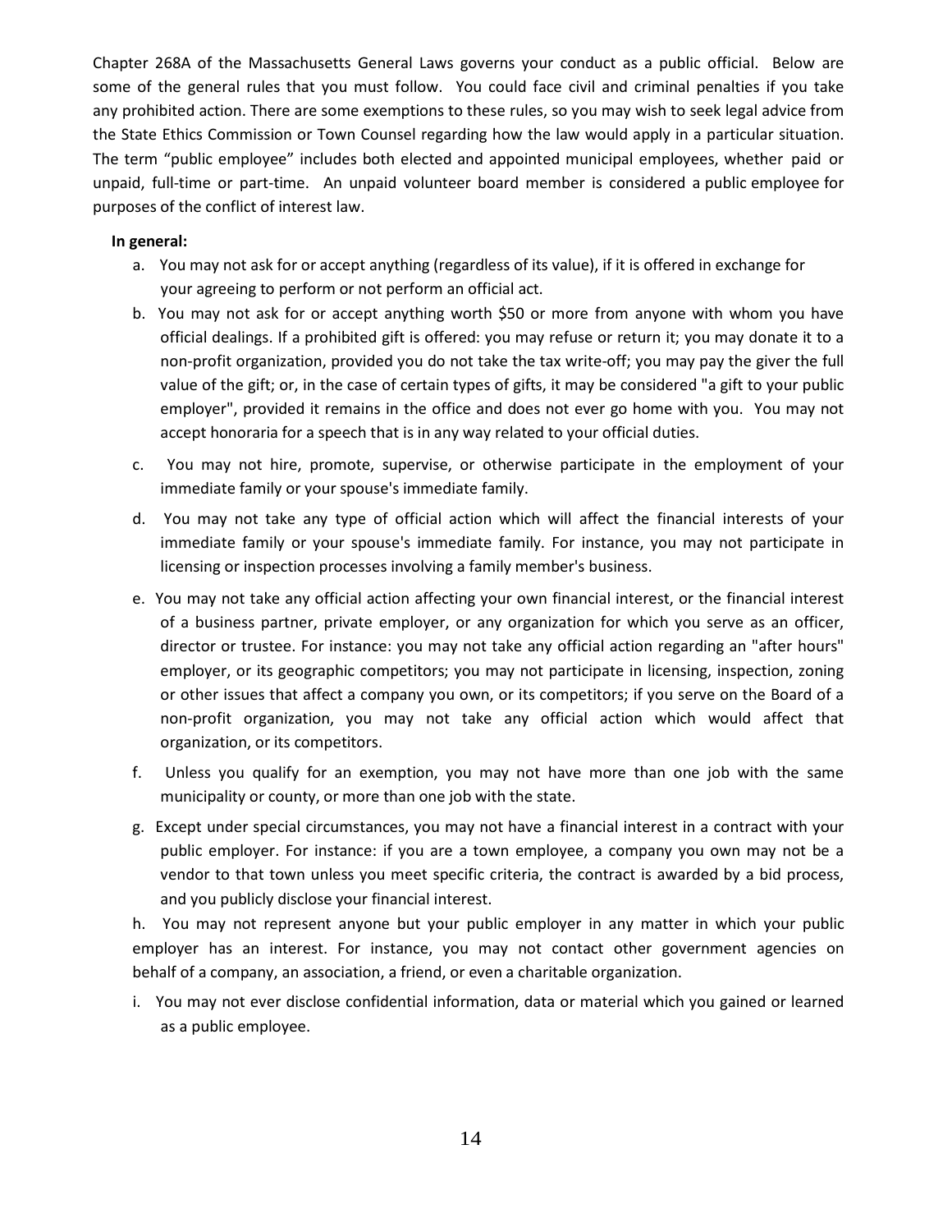Chapter 268A of the Massachusetts General Laws governs your conduct as a public official. Below are some of the general rules that you must follow. You could face civil and criminal penalties if you take any prohibited action. There are some exemptions to these rules, so you may wish to seek legal advice from the State Ethics Commission or Town Counsel regarding how the law would apply in a particular situation. The term "public employee" includes both elected and appointed municipal employees, whether paid or unpaid, full-time or part-time. An unpaid volunteer board member is considered a public employee for purposes of the conflict of interest law.

**In general:**

a. You may not ask for or accept anything (regardless of its value), if it is offered in exchange for your agreeing to perform or not perform an official act.

b. You may not ask for or accept anything worth $50 or more from anyone with whom you have official dealings. If a prohibited gift is offered: you may refuse or return it; you may donate it to a non-profit organization, provided you do not take the tax write-off; you may pay the giver the full value of the gift; or, in the case of certain types of gifts, it may be considered "a gift to your public employer", provided it remains in the office and does not ever go home with you. You may not accept honoraria for a speech that is in any way related to your official duties.

c. You may not hire, promote, supervise, or otherwise participate in the employment of your immediate family or your spouse's immediate family.

d. You may not take any type of official action which will affect the financial interests of your immediate family or your spouse's immediate family. For instance, you may not participate in licensing or inspection processes involving a family member's business.

e. You may not take any official action affecting your own financial interest, or the financial interest of a business partner, private employer, or any organization for which you serve as an officer, director or trustee. For instance: you may not take any official action regarding an "after hours" employer, or its geographic competitors; you may not participate in licensing, inspection, zoning or other issues that affect a company you own, or its competitors; if you serve on the Board of a non-profit organization, you may not take any official action which would affect that organization, or its competitors.

f. Unless you qualify for an exemption, you may not have more than one job with the same municipality or county, or more than one job with the state.

g. Except under special circumstances, you may not have a financial interest in a contract with your public employer. For instance: if you are a town employee, a company you own may not be a vendor to that town unless you meet specific criteria, the contract is awarded by a bid process, and you publicly disclose your financial interest.

h. You may not represent anyone but your public employer in any matter in which your public employer has an interest. For instance, you may not contact other government agencies on behalf of a company, an association, a friend, or even a charitable organization.

i. You may not ever disclose confidential information, data or material which you gained or learned as a public employee.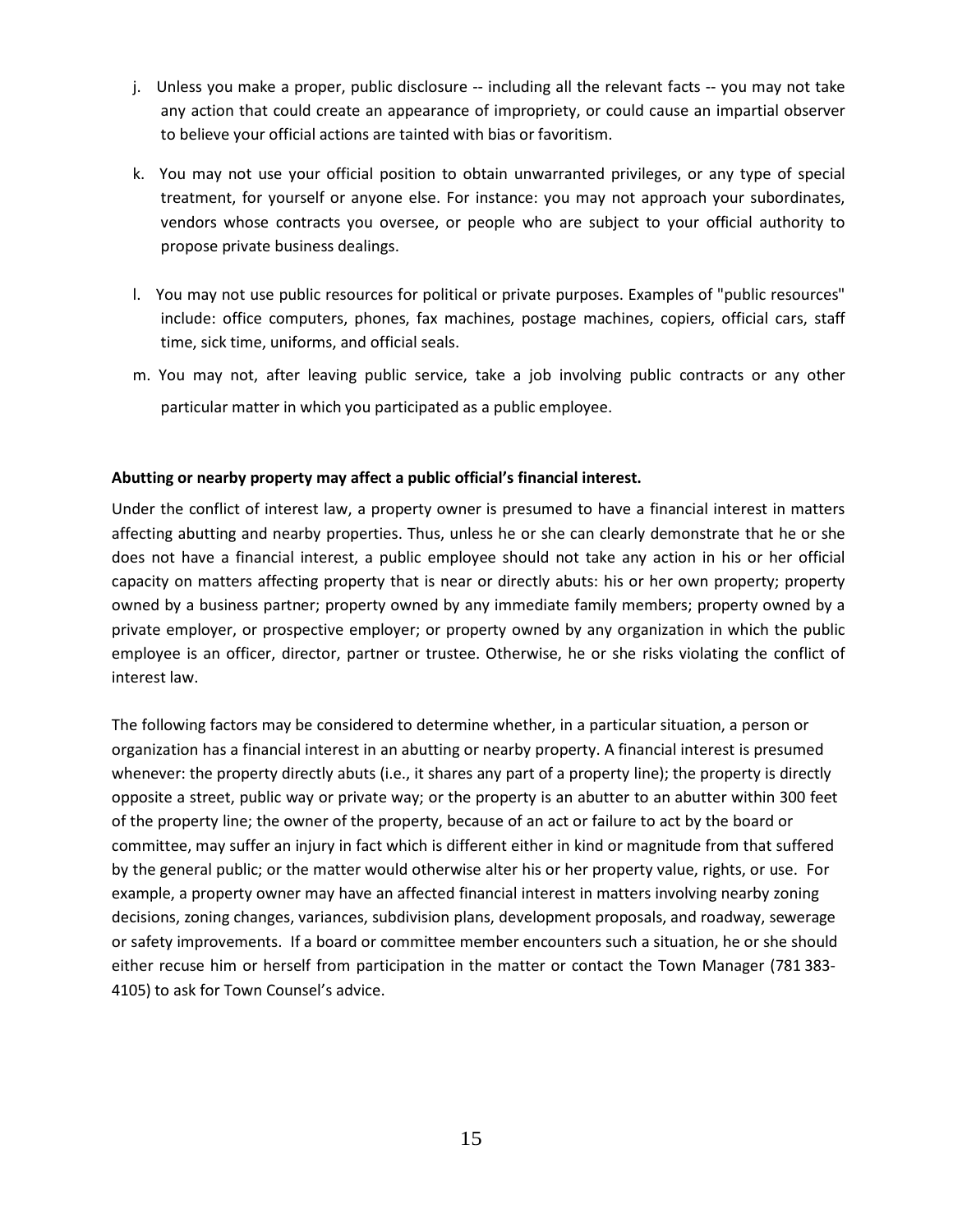j. Unless you make a proper, public disclosure -- including all the relevant facts -- you may not take any action that could create an appearance of impropriety, or could cause an impartial observer to believe your official actions are tainted with bias or favoritism.

k. You may not use your official position to obtain unwarranted privileges, or any type of special treatment, for yourself or anyone else. For instance: you may not approach your subordinates, vendors whose contracts you oversee, or people who are subject to your official authority to propose private business dealings.

l. You may not use public resources for political or private purposes. Examples of "public resources" include: office computers, phones, fax machines, postage machines, copiers, official cars, staff time, sick time, uniforms, and official seals.

m. You may not, after leaving public service, take a job involving public contracts or any other particular matter in which you participated as a public employee.

**Abutting or nearby property may affect a public official's financial interest.**

Under the conflict of interest law, a property owner is presumed to have a financial interest in matters affecting abutting and nearby properties. Thus, unless he or she can clearly demonstrate that he or she does not have a financial interest, a public employee should not take any action in his or her official capacity on matters affecting property that is near or directly abuts: his or her own property; property owned by a business partner; property owned by any immediate family members; property owned by a private employer, or prospective employer; or property owned by any organization in which the public employee is an officer, director, partner or trustee. Otherwise, he or she risks violating the conflict of interest law.

The following factors may be considered to determine whether, in a particular situation, a person or organization has a financial interest in an abutting or nearby property. A financial interest is presumed whenever: the property directly abuts (i.e., it shares any part of a property line); the property is directly opposite a street, public way or private way; or the property is an abutter to an abutter within 300 feet of the property line; the owner of the property, because of an act or failure to act by the board or committee, may suffer an injury in fact which is different either in kind or magnitude from that suffered by the general public; or the matter would otherwise alter his or her property value, rights, or use. For example, a property owner may have an affected financial interest in matters involving nearby zoning decisions, zoning changes, variances, subdivision plans, development proposals, and roadway, sewerage or safety improvements. If a board or committee member encounters such a situation, he or she should either recuse him or herself from participation in the matter or contact the Town Manager (781 383-4105) to ask for Town Counsel's advice.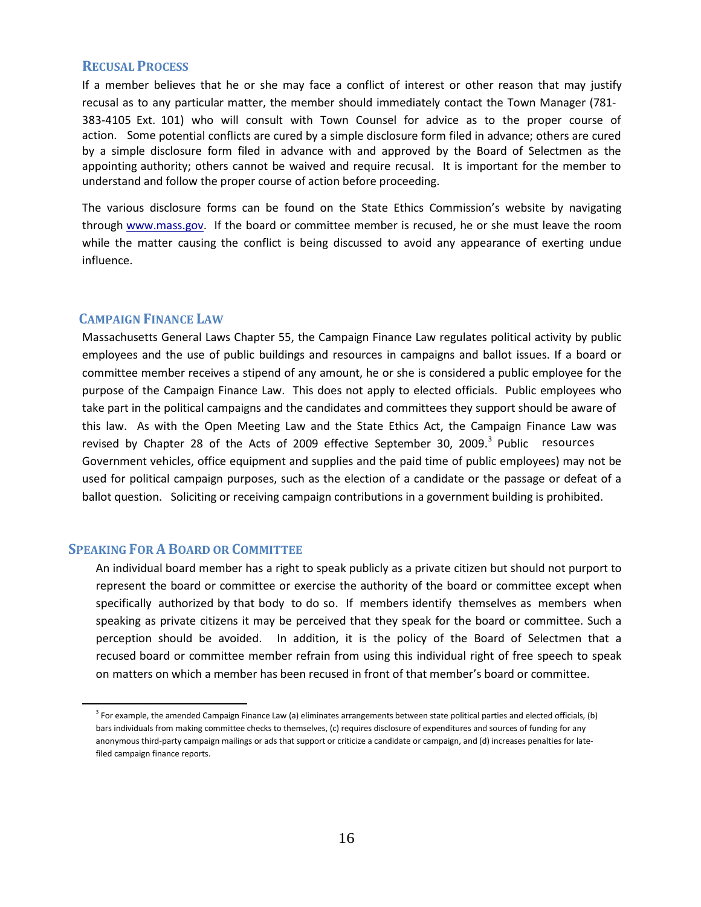## RECUSAL PROCESS

If a member believes that he or she may face a conflict of interest or other reason that may justify recusal as to any particular matter, the member should immediately contact the Town Manager (781-383-4105 Ext. 101) who will consult with Town Counsel for advice as to the proper course of action. Some potential conflicts are cured by a simple disclosure form filed in advance; others are cured by a simple disclosure form filed in advance with and approved by the Board of Selectmen as the appointing authority; others cannot be waived and require recusal. It is important for the member to understand and follow the proper course of action before proceeding.

The various disclosure forms can be found on the State Ethics Commission's website by navigating through www.mass.gov. If the board or committee member is recused, he or she must leave the room while the matter causing the conflict is being discussed to avoid any appearance of exerting undue influence.

## CAMPAIGN FINANCE LAW

Massachusetts General Laws Chapter 55, the Campaign Finance Law regulates political activity by public employees and the use of public buildings and resources in campaigns and ballot issues. If a board or committee member receives a stipend of any amount, he or she is considered a public employee for the purpose of the Campaign Finance Law. This does not apply to elected officials. Public employees who take part in the political campaigns and the candidates and committees they support should be aware of this law. As with the Open Meeting Law and the State Ethics Act, the Campaign Finance Law was revised by Chapter 28 of the Acts of 2009 effective September 30, 2009.[3] Public resources Government vehicles, office equipment and supplies and the paid time of public employees) may not be used for political campaign purposes, such as the election of a candidate or the passage or defeat of a ballot question. Soliciting or receiving campaign contributions in a government building is prohibited.

## SPEAKING FOR A BOARD OR COMMITTEE

An individual board member has a right to speak publicly as a private citizen but should not purport to represent the board or committee or exercise the authority of the board or committee except when specifically authorized by that body to do so. If members identify themselves as members when speaking as private citizens it may be perceived that they speak for the board or committee. Such a perception should be avoided. In addition, it is the policy of the Board of Selectmen that a recused board or committee member refrain from using this individual right of free speech to speak on matters on which a member has been recused in front of that member's board or committee.

---

[3] For example, the amended Campaign Finance Law (a) eliminates arrangements between state political parties and elected officials, (b) bars individuals from making committee checks to themselves, (c) requires disclosure of expenditures and sources of funding for any anonymous third-party campaign mailings or ads that support or criticize a candidate or campaign, and (d) increases penalties for late-filed campaign finance reports.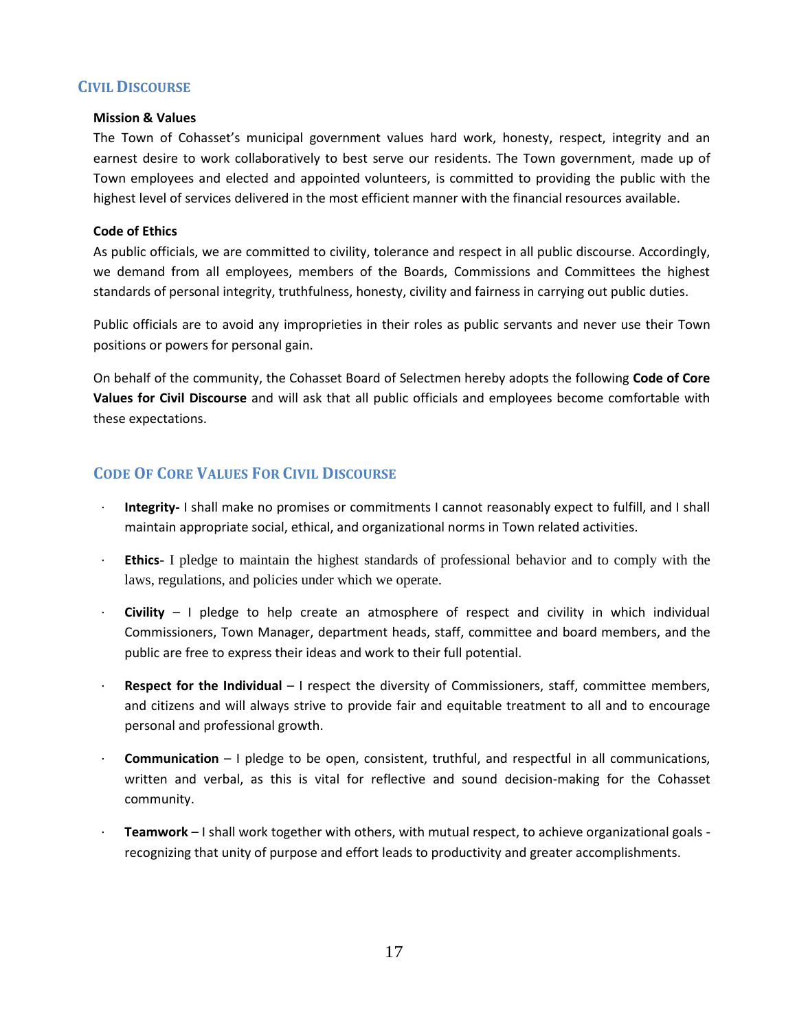## Civil Discourse

**Mission & Values**

The Town of Cohasset's municipal government values hard work, honesty, respect, integrity and an earnest desire to work collaboratively to best serve our residents. The Town government, made up of Town employees and elected and appointed volunteers, is committed to providing the public with the highest level of services delivered in the most efficient manner with the financial resources available.

**Code of Ethics**

As public officials, we are committed to civility, tolerance and respect in all public discourse. Accordingly, we demand from all employees, members of the Boards, Commissions and Committees the highest standards of personal integrity, truthfulness, honesty, civility and fairness in carrying out public duties.

Public officials are to avoid any improprieties in their roles as public servants and never use their Town positions or powers for personal gain.

On behalf of the community, the Cohasset Board of Selectmen hereby adopts the following **Code of Core Values for Civil Discourse** and will ask that all public officials and employees become comfortable with these expectations.

## Code Of Core Values For Civil Discourse

- **Integrity-** I shall make no promises or commitments I cannot reasonably expect to fulfill, and I shall maintain appropriate social, ethical, and organizational norms in Town related activities.
- **Ethics**- I pledge to maintain the highest standards of professional behavior and to comply with the laws, regulations, and policies under which we operate.
- **Civility** – I pledge to help create an atmosphere of respect and civility in which individual Commissioners, Town Manager, department heads, staff, committee and board members, and the public are free to express their ideas and work to their full potential.
- **Respect for the Individual** – I respect the diversity of Commissioners, staff, committee members, and citizens and will always strive to provide fair and equitable treatment to all and to encourage personal and professional growth.
- **Communication** – I pledge to be open, consistent, truthful, and respectful in all communications, written and verbal, as this is vital for reflective and sound decision-making for the Cohasset community.
- **Teamwork** – I shall work together with others, with mutual respect, to achieve organizational goals - recognizing that unity of purpose and effort leads to productivity and greater accomplishments.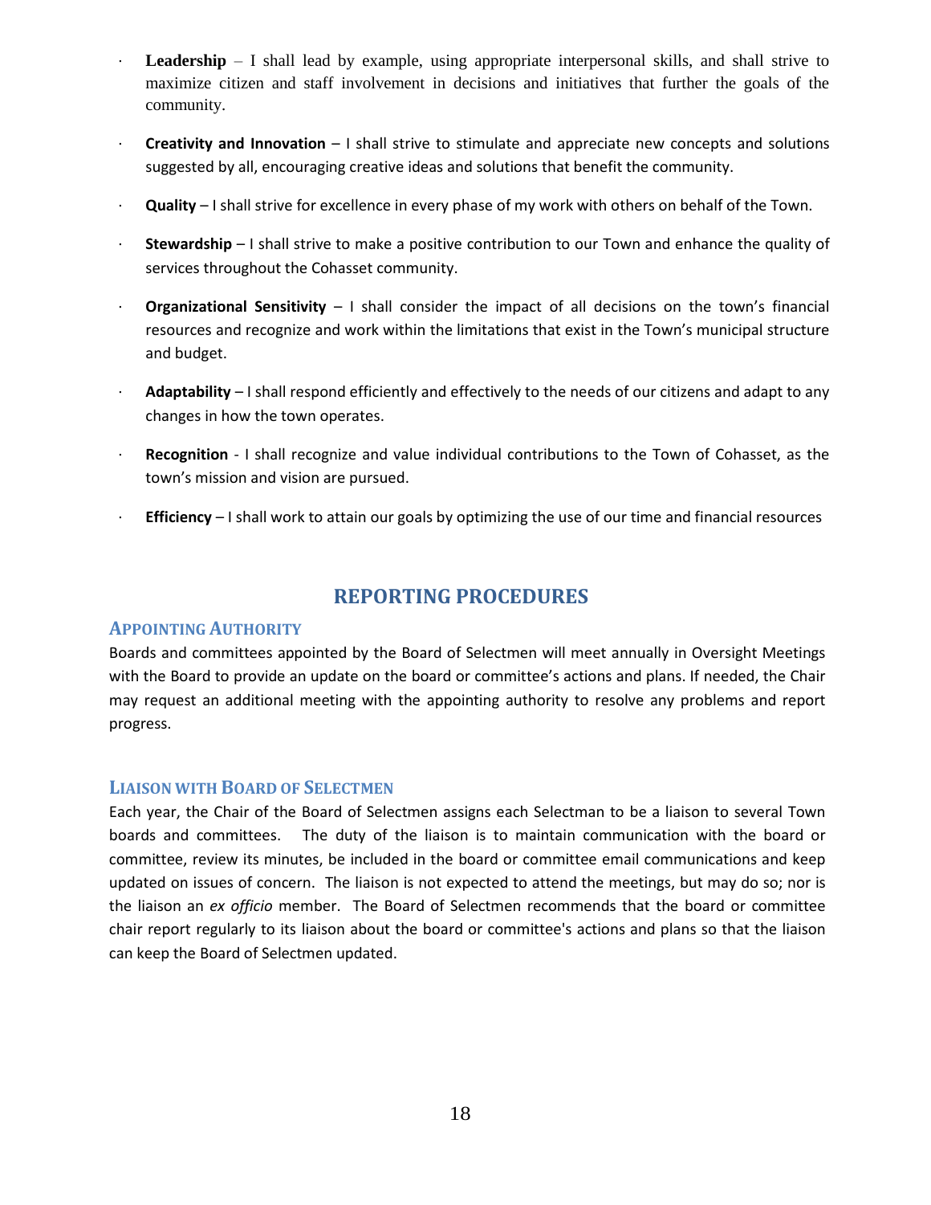- **Leadership** – I shall lead by example, using appropriate interpersonal skills, and shall strive to maximize citizen and staff involvement in decisions and initiatives that further the goals of the community.
- **Creativity and Innovation** – I shall strive to stimulate and appreciate new concepts and solutions suggested by all, encouraging creative ideas and solutions that benefit the community.
- **Quality** – I shall strive for excellence in every phase of my work with others on behalf of the Town.
- **Stewardship** – I shall strive to make a positive contribution to our Town and enhance the quality of services throughout the Cohasset community.
- **Organizational Sensitivity** – I shall consider the impact of all decisions on the town's financial resources and recognize and work within the limitations that exist in the Town's municipal structure and budget.
- **Adaptability** – I shall respond efficiently and effectively to the needs of our citizens and adapt to any changes in how the town operates.
- **Recognition** - I shall recognize and value individual contributions to the Town of Cohasset, as the town's mission and vision are pursued.
- **Efficiency** – I shall work to attain our goals by optimizing the use of our time and financial resources

# REPORTING PROCEDURES

## APPOINTING AUTHORITY

Boards and committees appointed by the Board of Selectmen will meet annually in Oversight Meetings with the Board to provide an update on the board or committee's actions and plans. If needed, the Chair may request an additional meeting with the appointing authority to resolve any problems and report progress.

## LIAISON WITH BOARD OF SELECTMEN

Each year, the Chair of the Board of Selectmen assigns each Selectman to be a liaison to several Town boards and committees. The duty of the liaison is to maintain communication with the board or committee, review its minutes, be included in the board or committee email communications and keep updated on issues of concern. The liaison is not expected to attend the meetings, but may do so; nor is the liaison an *ex officio* member. The Board of Selectmen recommends that the board or committee chair report regularly to its liaison about the board or committee's actions and plans so that the liaison can keep the Board of Selectmen updated.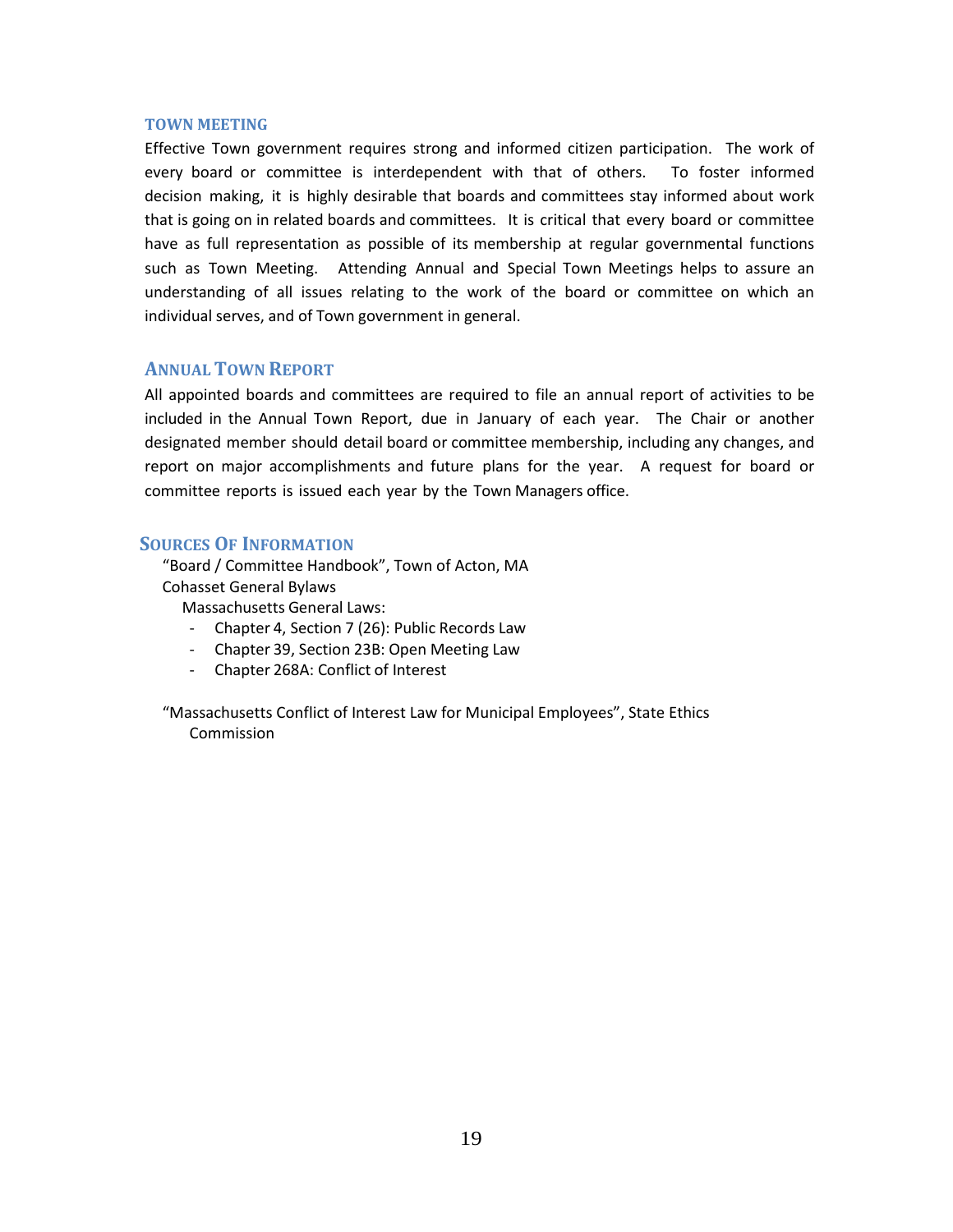## TOWN MEETING

Effective Town government requires strong and informed citizen participation. The work of every board or committee is interdependent with that of others. To foster informed decision making, it is highly desirable that boards and committees stay informed about work that is going on in related boards and committees. It is critical that every board or committee have as full representation as possible of its membership at regular governmental functions such as Town Meeting. Attending Annual and Special Town Meetings helps to assure an understanding of all issues relating to the work of the board or committee on which an individual serves, and of Town government in general.

## ANNUAL TOWN REPORT

All appointed boards and committees are required to file an annual report of activities to be included in the Annual Town Report, due in January of each year. The Chair or another designated member should detail board or committee membership, including any changes, and report on major accomplishments and future plans for the year. A request for board or committee reports is issued each year by the Town Managers office.

## SOURCES OF INFORMATION

"Board / Committee Handbook", Town of Acton, MA

Cohasset General Bylaws

Massachusetts General Laws:

- Chapter 4, Section 7 (26): Public Records Law
- Chapter 39, Section 23B: Open Meeting Law
- Chapter 268A: Conflict of Interest

"Massachusetts Conflict of Interest Law for Municipal Employees", State Ethics Commission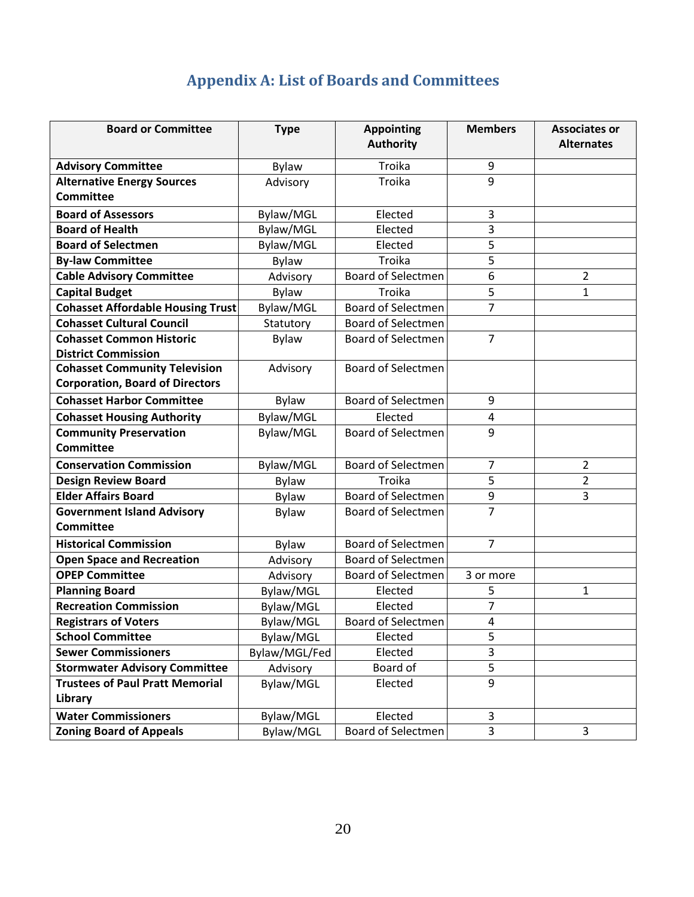# Appendix A: List of Boards and Committees

| Board or Committee | Type | Appointing Authority | Members | Associates or Alternates |
|---|---|---|---|---|
| **Advisory Committee** | Bylaw | Troika | 9 | |
| **Alternative Energy Sources Committee** | Advisory | Troika | 9 | |
| **Board of Assessors** | Bylaw/MGL | Elected | 3 | |
| **Board of Health** | Bylaw/MGL | Elected | 3 | |
| **Board of Selectmen** | Bylaw/MGL | Elected | 5 | |
| **By-law Committee** | Bylaw | Troika | 5 | |
| **Cable Advisory Committee** | Advisory | Board of Selectmen | 6 | 2 |
| **Capital Budget** | Bylaw | Troika | 5 | 1 |
| **Cohasset Affordable Housing Trust** | Bylaw/MGL | Board of Selectmen | 7 | |
| **Cohasset Cultural Council** | Statutory | Board of Selectmen | | |
| **Cohasset Common Historic District Commission** | Bylaw | Board of Selectmen | 7 | |
| **Cohasset Community Television Corporation, Board of Directors** | Advisory | Board of Selectmen | | |
| **Cohasset Harbor Committee** | Bylaw | Board of Selectmen | 9 | |
| **Cohasset Housing Authority** | Bylaw/MGL | Elected | 4 | |
| **Community Preservation Committee** | Bylaw/MGL | Board of Selectmen | 9 | |
| **Conservation Commission** | Bylaw/MGL | Board of Selectmen | 7 | 2 |
| **Design Review Board** | Bylaw | Troika | 5 | 2 |
| **Elder Affairs Board** | Bylaw | Board of Selectmen | 9 | 3 |
| **Government Island Advisory Committee** | Bylaw | Board of Selectmen | 7 | |
| **Historical Commission** | Bylaw | Board of Selectmen | 7 | |
| **Open Space and Recreation** | Advisory | Board of Selectmen | | |
| **OPEP Committee** | Advisory | Board of Selectmen | 3 or more | |
| **Planning Board** | Bylaw/MGL | Elected | 5 | 1 |
| **Recreation Commission** | Bylaw/MGL | Elected | 7 | |
| **Registrars of Voters** | Bylaw/MGL | Board of Selectmen | 4 | |
| **School Committee** | Bylaw/MGL | Elected | 5 | |
| **Sewer Commissioners** | Bylaw/MGL/Fed | Elected | 3 | |
| **Stormwater Advisory Committee** | Advisory | Board of | 5 | |
| **Trustees of Paul Pratt Memorial Library** | Bylaw/MGL | Elected | 9 | |
| **Water Commissioners** | Bylaw/MGL | Elected | 3 | |
| **Zoning Board of Appeals** | Bylaw/MGL | Board of Selectmen | 3 | 3 |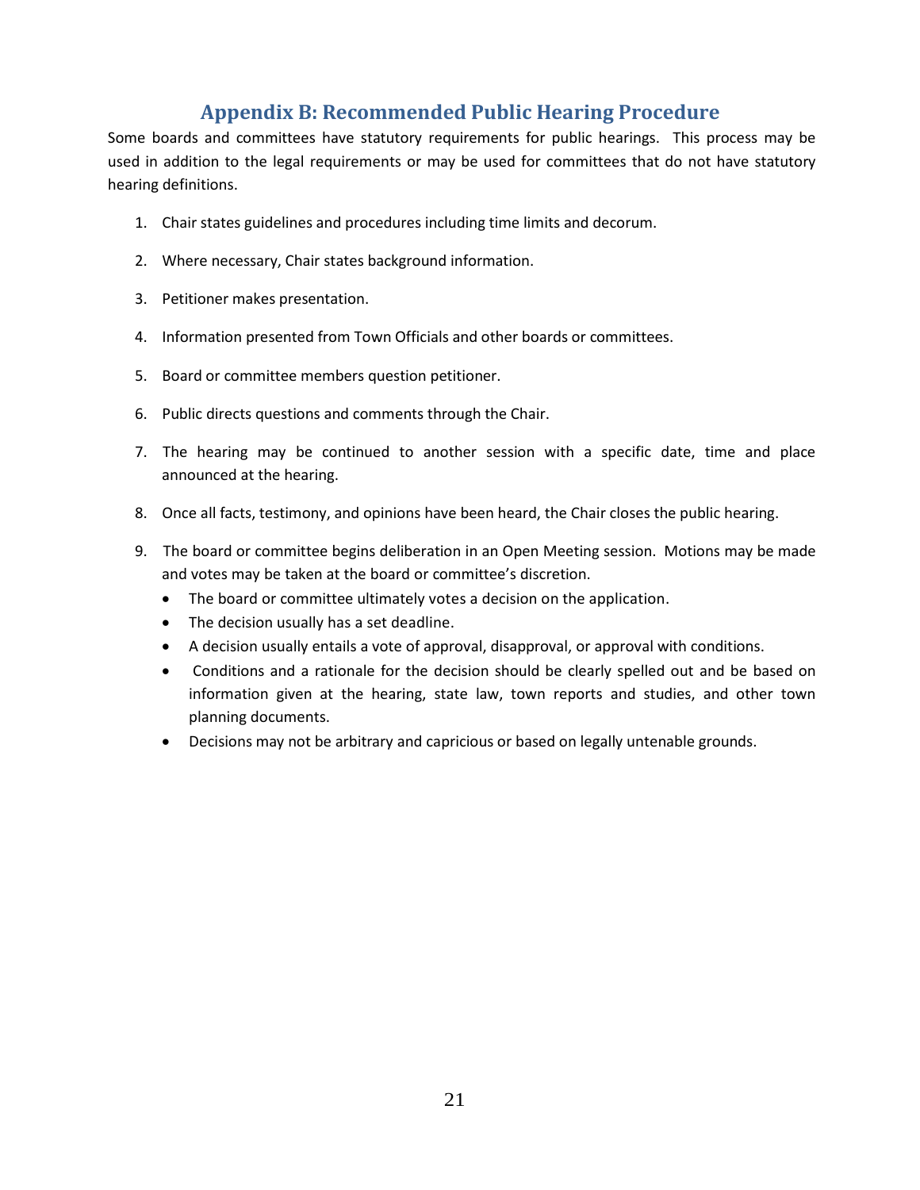## Appendix B: Recommended Public Hearing Procedure

Some boards and committees have statutory requirements for public hearings. This process may be used in addition to the legal requirements or may be used for committees that do not have statutory hearing definitions.

1. Chair states guidelines and procedures including time limits and decorum.

2. Where necessary, Chair states background information.

3. Petitioner makes presentation.

4. Information presented from Town Officials and other boards or committees.

5. Board or committee members question petitioner.

6. Public directs questions and comments through the Chair.

7. The hearing may be continued to another session with a specific date, time and place announced at the hearing.

8. Once all facts, testimony, and opinions have been heard, the Chair closes the public hearing.

9. The board or committee begins deliberation in an Open Meeting session. Motions may be made and votes may be taken at the board or committee's discretion.
   - The board or committee ultimately votes a decision on the application.
   - The decision usually has a set deadline.
   - A decision usually entails a vote of approval, disapproval, or approval with conditions.
   - Conditions and a rationale for the decision should be clearly spelled out and be based on information given at the hearing, state law, town reports and studies, and other town planning documents.
   - Decisions may not be arbitrary and capricious or based on legally untenable grounds.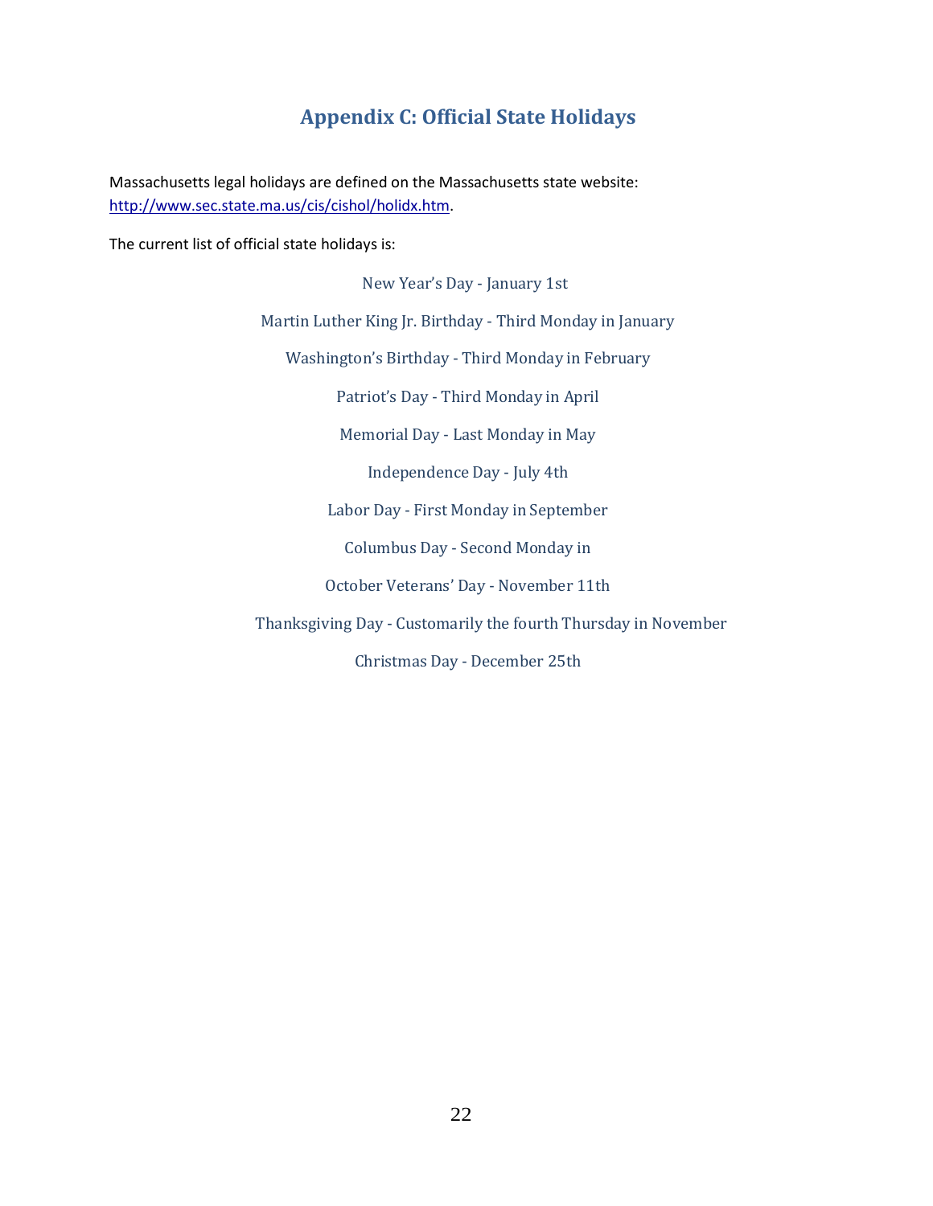## Appendix C: Official State Holidays

Massachusetts legal holidays are defined on the Massachusetts state website: http://www.sec.state.ma.us/cis/cishol/holidx.htm.

The current list of official state holidays is:

New Year's Day - January 1st

Martin Luther King Jr. Birthday - Third Monday in January

Washington's Birthday - Third Monday in February

Patriot's Day - Third Monday in April

Memorial Day - Last Monday in May

Independence Day - July 4th

Labor Day - First Monday in September

Columbus Day - Second Monday in

October Veterans' Day - November 11th

Thanksgiving Day - Customarily the fourth Thursday in November

Christmas Day - December 25th